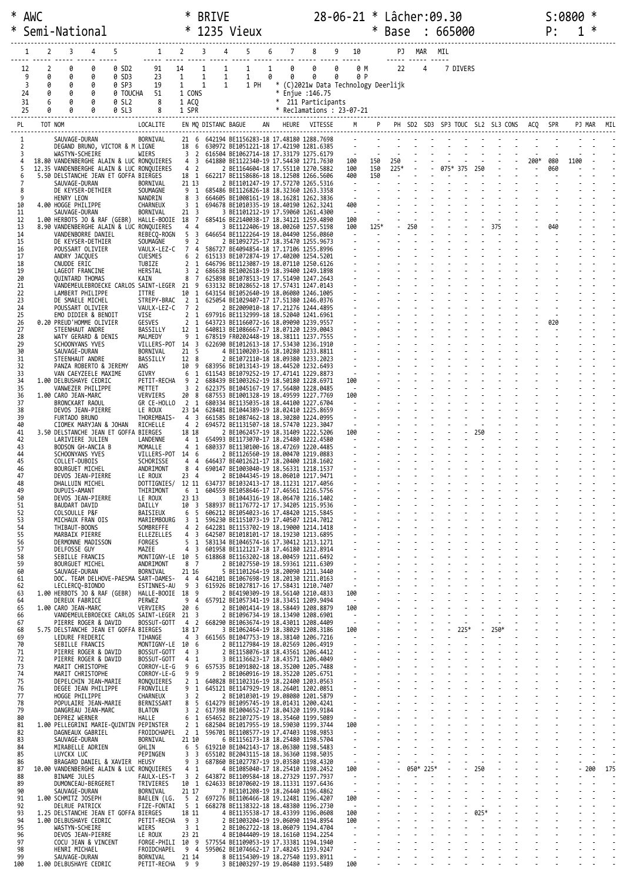```
* AWC                              * BRIVE                    28-06-21 * Lâcher:09.30                    S:0800 *
* Semi-National                    * 1235 Vieux                        * Base  : 665000                   P:   1 *
```

| 1 | 2 | 3 | 4 | 5 | | 1 | 2 | 3 | 4 | 5 | 6 | 7 | 8 | 9 | 10 | | PJ | MAR | MIL |
|---|---|---|---|---|---|---|---|---|---|---|---|---|---|---|---|---|---|---|---|
| 12 | 2 | 0 | 0 | 0 | SD2 | 91 | 14 | 1 | 1 | 1 | 1 | 0 | 0 | 0 | 0 M | | 22 | 4 | 7 DIVERS |
| 9 | 0 | 0 | 0 | 0 | SD3 | 23 | 1 | 1 | 1 | 1 | 0 | 0 | 0 | 0 | 0 P | | | | |
| 3 | 0 | 0 | 0 | 0 | SP3 | 19 | 1 | 1 | 1 | 1 PH | | | | | | | | | |
| 24 | 0 | 0 | 0 | 0 | TOUCHA | 51 | 1 CONS | | | | | | | | | | | | |
| 31 | 6 | 0 | 0 | 0 | SL2 | 8 | 1 ACQ | | | | | | | | | | | | |
| 25 | 0 | 0 | 0 | 0 | SL3 | 8 | 1 SPR | | | | | | | | | | | | |

* (C)2021w Data Technology Deerlijk
* Enjue :146.75
* 211 Participants
* Reclamations : 23-07-21

| PL | TOT | NOM | LOCALITE | EN | MQ | DISTANC | BAGUE | AN | HEURE | VITESSE | M | P | PH | SD2 | SD3 | SP3 | TOUC | SL2 | SL3 | CONS | ACQ | SPR | PJ | MAR | MIL |
|---|---|---|---|---|---|---|---|---|---|---|---|---|---|---|---|---|---|---|---|---|---|---|---|---|---|
| 1 | | SAUVAGE-DURAN | BORNIVAL | 21 | 6 | 642194 | BE1156283 | 18 | 17.48180 | 1288.7698 | | | | | | | | | | | | | | | |
| 2 | | DEGAND BRUNO, VICTOR & M | LIGNE | 18 | 6 | 630972 | BE1051221 | 18 | 17.42190 | 1281.6385 | | | | | | | | | | | | | | | |
| 3 | | WASTYN-SCHEIRE | WIERS | 3 | 2 | 616504 | BE1062714 | 18 | 17.33179 | 1275.6179 | | | | | | | | | | | | | | | |
| 4 | 18.80 | VANDENBERGHE ALAIN & LUC | RONQUIERES | 4 | 3 | 641880 | BE1122340 | 19 | 17.54430 | 1271.7630 | 100 | 150 | 250 | | | | | | | | 200* | 080 | 1100 | | |
| 5 | 12.35 | VANDENBERGHE ALAIN & LUC | RONQUIERES | 4 | 2 | 2 | BE1164604 | 18 | 17.55110 | 1270.5882 | 100 | 150 | 225* | | | 075* | 375 | 250 | | | | 060 | | | |
| 6 | 5.50 | DELSTANCHE JEAN ET GOFFA | BIERGES | 18 | 1 | 662217 | BE1158686 | 18 | 18.12508 | 1266.5606 | 400 | 150 | | | | | | | | | | | | | |
| 7 | | SAUVAGE-DURAN | BORNIVAL | 21 | 13 | 2 | BE1101247 | 19 | 17.57270 | 1265.5316 | | | | | | | | | | | | | | | |
| 8 | | DE KEYSER-DETHIER | SOUMAGNE | 9 | 1 | 685486 | BE1126826 | 18 | 18.32360 | 1263.3358 | | | | | | | | | | | | | | | |
| 9 | | HENRY LEON | NANDRIN | 8 | 3 | 664605 | BE1008161 | 19 | 18.16281 | 1262.3836 | | | | | | | | | | | | | | | |
| 10 | 4.00 | HOGGE PHILIPPE | CHARNEUX | 3 | 1 | 694678 | BE1010335 | 19 | 18.40190 | 1262.3241 | 400 | | | | | | | | | | | | | | |
| 11 | | SAUVAGE-DURAN | BORNIVAL | 21 | 3 | 3 | BE1101212 | 19 | 17.59060 | 1261.4300 | | | | | | | | | | | | | | | |
| 12 | 1.00 | HERBOTS JO & RAF (GEBR) | HALLE-BOOIE | 18 | 7 | 685416 | BE2140038 | 17 | 18.34121 | 1259.4890 | 100 | | | | | | | | | | | | | | |
| 13 | 8.90 | VANDENBERGHE ALAIN & LUC | RONQUIERES | 4 | 4 | 3 | BE1122406 | 19 | 18.00260 | 1257.5198 | 100 | 125* | | 250 | | | | | 375 | | | 040 | | | |
| 14 | | VANDENBORRE DANIEL | REBECQ-ROGN | 5 | 3 | 646654 | BE1122264 | 19 | 18.04490 | 1256.0860 | | | | | | | | | | | | | | | |
| 15 | | DE KEYSER-DETHIER | SOUMAGNE | 9 | 2 | 2 | BE1092725 | 17 | 18.35470 | 1255.9673 | | | | | | | | | | | | | | | |
| 16 | | POUSSART OLIVIER | VAULX-LEZ-C | 7 | 4 | 586727 | BE4094854 | 18 | 17.17106 | 1255.8996 | | | | | | | | | | | | | | | |
| 17 | | ANDRY JACQUES | CUESMES | 6 | 2 | 615133 | BE1072874 | 19 | 17.40200 | 1254.5201 | | | | | | | | | | | | | | | |
| 18 | | CNUDDE ERIC | TUBIZE | 2 | 1 | 646796 | BE1123087 | 19 | 18.07110 | 1250.6126 | | | | | | | | | | | | | | | |
| 19 | | LAGEOT FRANCINE | HERSTAL | 3 | 2 | 686638 | BE1002618 | 19 | 18.39400 | 1249.1898 | | | | | | | | | | | | | | | |
| 20 | | QUINTARD THOMAS | KAIN | 8 | 7 | 625898 | BE1078513 | 19 | 17.51490 | 1247.2643 | | | | | | | | | | | | | | | |
| 21 | | VANDEMEULEBROECKE CARLOS | SAINT-LEGER | 21 | 9 | 633132 | BE1028652 | 18 | 17.57431 | 1247.0143 | | | | | | | | | | | | | | | |
| 22 | | LAMBERT PHILIPPE | ITTRE | 10 | 1 | 643154 | BE1052640 | 19 | 18.06080 | 1246.1005 | | | | | | | | | | | | | | | |
| 23 | | DE SMAELE MICHEL | STREPY-BRAC | 2 | 1 | 625054 | BE1029407 | 17 | 17.51380 | 1246.0376 | | | | | | | | | | | | | | | |
| 24 | | POUSSART OLIVIER | VAULX-LEZ-C | 7 | 2 | 2 | BE2009010 | 18 | 17.21276 | 1244.4895 | | | | | | | | | | | | | | | |
| 25 | | EMO DIDIER & BENOIT | VISE | 2 | 1 | 697916 | BE1132999 | 18 | 18.52040 | 1241.6961 | | | | | | | | | | | | | | | |
| 26 | 0.20 | PREUD'HOMME OLIVIER | GESVES | 2 | 1 | 643723 | BE1166072 | 16 | 18.09090 | 1239.9557 | | | | | | | | | | | | 020 | | | |
| 27 | | STEENHAUT ANDRE | BASSILLY | 12 | 1 | 640813 | BE1086667 | 17 | 18.07120 | 1239.0043 | | | | | | | | | | | | | | | |
| 28 | | WATY GERARD & DENIS | MALMEDY | 9 | 1 | 678519 | FR0202448 | 19 | 18.38111 | 1237.7555 | | | | | | | | | | | | | | | |
| 29 | | SCHOONYANS YVES | VILLERS-POT | 14 | 3 | 622690 | BE1012613 | 18 | 17.53430 | 1236.1910 | | | | | | | | | | | | | | | |
| 30 | | SAUVAGE-DURAN | BORNIVAL | 21 | 5 | 4 | BE1100203 | 16 | 18.10280 | 1233.8811 | | | | | | | | | | | | | | | |
| 31 | | STEENHAUT ANDRE | BASSILLY | 12 | 8 | 2 | BE1072110 | 18 | 18.09380 | 1233.2023 | | | | | | | | | | | | | | | |
| 32 | | PANZA ROBERTO & JEREMY | ANS | 10 | 9 | 683956 | BE1013143 | 19 | 18.44520 | 1232.6493 | | | | | | | | | | | | | | | |
| 33 | | VAN CAEYZEELE MAXIME | GIVRY | 6 | 1 | 611543 | BE1079252 | 19 | 17.47141 | 1229.8873 | | | | | | | | | | | | | | | |
| 34 | 1.00 | DELBUSHAYE CEDRIC | PETIT-RECHA | 9 | 2 | 688439 | BE1003262 | 19 | 18.50180 | 1228.6971 | 100 | | | | | | | | | | | | | | |
| 35 | | VANWEZER PHILIPPE | METTET | 3 | 2 | 622375 | BE1045167 | 19 | 17.56480 | 1228.0485 | | | | | | | | | | | | | | | |
| 36 | 1.00 | CARO JEAN-MARC | VERVIERS | 20 | 8 | 687553 | BE1001328 | 19 | 18.49599 | 1227.7769 | 100 | | | | | | | | | | | | | | |
| 37 | | BRONCKART RAOUL | GR CE-HOLLO | 2 | 1 | 680334 | BE1135035 | 18 | 18.44100 | 1227.6704 | | | | | | | | | | | | | | | |
| 38 | | DEVOS JEAN-PIERRE | LE ROUX | 23 | 14 | 628481 | BE1044389 | 19 | 18.02410 | 1225.8659 | | | | | | | | | | | | | | | |
| 39 | | FURTADO BRUNO | THOREMBAIS- | 4 | 3 | 661585 | BE1087462 | 18 | 18.30280 | 1224.0995 | | | | | | | | | | | | | | | |
| 40 | | CIOMEK MARYJAN & JOHAN | RICHELLE | 4 | 2 | 694572 | BE1131507 | 18 | 18.57470 | 1223.3047 | | | | | | | | | | | | | | | |
| 41 | 3.50 | DELSTANCHE JEAN ET GOFFA | BIERGES | 18 | 18 | 2 | BE1062457 | 19 | 18.31409 | 1222.5206 | 100 | | | | | | | 250 | | | | | | | |
| 42 | | LARIVIERE JULIEN | LANDENNE | 4 | 1 | 654993 | BE1173070 | 17 | 18.25480 | 1222.4580 | | | | | | | | | | | | | | | |
| 43 | | BODSON GH-ANCIA B | MOMALLE | 4 | 1 | 680337 | BE1130100 | 16 | 18.47269 | 1220.4485 | | | | | | | | | | | | | | | |
| 44 | | SCHOONYANS YVES | VILLERS-POT | 14 | 6 | 2 | BE1126560 | 19 | 18.00470 | 1219.0883 | | | | | | | | | | | | | | | |
| 45 | | COLLET-DUBOIS | SCHORISSE | 4 | 4 | 646437 | BE4012621 | 17 | 18.20400 | 1218.1602 | | | | | | | | | | | | | | | |
| 46 | | BOURGUET MICHEL | ANDRIMONT | 8 | 4 | 690147 | BE1003040 | 19 | 18.56331 | 1218.1537 | | | | | | | | | | | | | | | |
| 47 | | DEVOS JEAN-PIERRE | LE ROUX | 23 | 4 | 2 | BE1044345 | 19 | 18.06010 | 1217.9471 | | | | | | | | | | | | | | | |
| 48 | | DHALLUIN MICHEL | DOTTIGNIES/ | 12 | 11 | 634737 | BE1032413 | 17 | 18.11231 | 1217.4056 | | | | | | | | | | | | | | | |
| 49 | | DUPUIS-AMANT | THIRIMONT | 6 | 1 | 604559 | BE1058646 | 17 | 17.46561 | 1216.5756 | | | | | | | | | | | | | | | |
| 50 | | DEVOS JEAN-PIERRE | LE ROUX | 23 | 13 | 3 | BE1044316 | 19 | 18.06470 | 1216.1402 | | | | | | | | | | | | | | | |
| 51 | | BAUDART DAVID | DAILLY | 10 | 3 | 588937 | BE1176772 | 17 | 17.34205 | 1215.9536 | | | | | | | | | | | | | | | |
| 52 | | COLSOULLE P&F | BAISIEUX | 6 | 5 | 606212 | BE1054023 | 16 | 17.48420 | 1215.5845 | | | | | | | | | | | | | | | |
| 53 | | MICHAUX FRAN OIS | MARIEMBOURG | 3 | 1 | 596230 | BE1151073 | 19 | 17.40507 | 1214.7012 | | | | | | | | | | | | | | | |
| 54 | | THIBAUT-BOONS | SOMBREFFE | 4 | 2 | 642281 | BE1153702 | 19 | 18.19000 | 1214.1418 | | | | | | | | | | | | | | | |
| 55 | | MARBAIX PIERRE | ELLEZELLES | 4 | 3 | 642507 | BE1018101 | 17 | 18.19230 | 1213.6895 | | | | | | | | | | | | | | | |
| 56 | | DERMONNE MADISSON | FORGES | 5 | 1 | 583134 | BE1046574 | 16 | 17.30412 | 1213.1271 | | | | | | | | | | | | | | | |
| 57 | | DELFOSSE GUY | MAZEE | 4 | 3 | 601958 | BE1121217 | 18 | 17.46180 | 1212.8914 | | | | | | | | | | | | | | | |
| 58 | | SEBILLE FRANCIS | MONTIGNY-LE | 10 | 5 | 618868 | BE1163202 | 18 | 18.00459 | 1211.6492 | | | | | | | | | | | | | | | |
| 59 | | BOURGUET MICHEL | ANDRIMONT | 8 | 7 | 2 | BE1027550 | 19 | 18.59361 | 1211.6309 | | | | | | | | | | | | | | | |
| 60 | | SAUVAGE-DURAN | BORNIVAL | 21 | 16 | 5 | BE1101264 | 19 | 18.20090 | 1211.3440 | | | | | | | | | | | | | | | |
| 61 | | DOC. TEAM DELHOVE-PAESMA | SART-DAMES- | 4 | 4 | 642101 | BE1067698 | 19 | 18.20130 | 1211.0163 | | | | | | | | | | | | | | | |
| 62 | | LECLERCQ-BIONDO | ESTINNES-AU | 9 | 3 | 615926 | BE1027817 | 16 | 17.58431 | 1210.7407 | | | | | | | | | | | | | | | |
| 63 | 1.00 | HERBOTS JO & RAF (GEBR) | HALLE-BOOIE | 18 | 9 | 2 | BE4190309 | 19 | 18.56140 | 1210.4833 | 100 | | | | | | | | | | | | | | |
| 64 | | DEREUX FABRICE | PERWEZ | 9 | 4 | 657912 | BE1057341 | 19 | 18.33451 | 1209.9494 | | | | | | | | | | | | | | | |
| 65 | 1.00 | CARO JEAN-MARC | VERVIERS | 20 | 6 | 2 | BE1001414 | 19 | 18.58449 | 1208.8879 | 100 | | | | | | | | | | | | | | |
| 66 | | VANDEMEULEBROECKE CARLOS | SAINT-LEGER | 21 | 3 | 2 | BE1096734 | 19 | 18.13490 | 1208.6901 | | | | | | | | | | | | | | | |
| 67 | | PIERRE ROGER & DAVID | BOSSUT-GOTT | 4 | 2 | 668290 | BE1063674 | 19 | 18.43011 | 1208.4409 | | | | | | | | | | | | | | | |
| 68 | 5.75 | DELSTANCHE JEAN ET GOFFA | BIERGES | 18 | 17 | 3 | BE1062464 | 19 | 18.38029 | 1208.3186 | 100 | | | | | 225* | | 250* | | | | | | | |
| 69 | | LEDURE FREDERIC | TIHANGE | 4 | 3 | 661565 | BE1047753 | 19 | 18.38140 | 1206.7216 | | | | | | | | | | | | | | | |
| 70 | | SEBILLE FRANCIS | MONTIGNY-LE | 10 | 6 | 2 | BE1127984 | 19 | 18.02569 | 1206.4919 | | | | | | | | | | | | | | | |
| 71 | | PIERRE ROGER & DAVID | BOSSUT-GOTT | 4 | 3 | 2 | BE1158076 | 18 | 18.43561 | 1206.4412 | | | | | | | | | | | | | | | |
| 72 | | PIERRE ROGER & DAVID | BOSSUT-GOTT | 4 | 1 | 3 | BE1136623 | 17 | 18.43571 | 1206.4049 | | | | | | | | | | | | | | | |
| 73 | | MARIT CHRISTOPHE | CORROY-LE-G | 9 | 6 | 657535 | BE1091802 | 18 | 18.35200 | 1205.7488 | | | | | | | | | | | | | | | |
| 74 | | MARIT CHRISTOPHE | CORROY-LE-G | 9 | 9 | 2 | BE1060916 | 19 | 18.35220 | 1205.6751 | | | | | | | | | | | | | | | |
| 75 | | DEPELCHIN JEAN-MARIE | RONQUIERES | 2 | 1 | 640828 | BE1102316 | 19 | 18.22400 | 1203.0563 | | | | | | | | | | | | | | | |
| 76 | | DEGEE JEAN PHILIPPE | FRONVILLE | 9 | 1 | 645121 | BE1147929 | 19 | 18.26401 | 1202.0851 | | | | | | | | | | | | | | | |
| 77 | | HOGGE PHILIPPE | CHARNEUX | 3 | 2 | 2 | BE1010301 | 19 | 19.08080 | 1201.5879 | | | | | | | | | | | | | | | |
| 78 | | POPULAIRE JEAN-MARIE | BERNISSART | 8 | 5 | 614279 | BE1095745 | 19 | 18.01431 | 1200.4241 | | | | | | | | | | | | | | | |
| 79 | | DANGREAU JEAN-MARC | BLATON | 3 | 2 | 617398 | BE1004652 | 17 | 18.04320 | 1199.9184 | | | | | | | | | | | | | | | |
| 80 | | DEPREZ WERNER | HALLE | 6 | 1 | 654652 | BE2107275 | 19 | 18.35460 | 1199.5089 | | | | | | | | | | | | | | | |
| 81 | 1.00 | PELLEGRINI MARIE-QUINTIN | PEPINSTER | 2 | 1 | 682504 | BE1017955 | 19 | 18.59030 | 1199.3744 | 100 | | | | | | | | | | | | | | |
| 82 | | DAGNEAUX GABRIEL | FROIDCHAPEL | 2 | 1 | 596701 | BE1108577 | 19 | 17.47403 | 1198.9853 | | | | | | | | | | | | | | | |
| 83 | | SAUVAGE-DURAN | BORNIVAL | 21 | 10 | 6 | BE1156173 | 18 | 18.25480 | 1198.5704 | | | | | | | | | | | | | | | |
| 84 | | MIRABELLE ADRIEN | GHLIN | 6 | 5 | 619210 | BE1042143 | 17 | 18.06380 | 1198.5483 | | | | | | | | | | | | | | | |
| 85 | | LUYCKX LUC | PEPINGEN | 3 | 3 | 655102 | BE2043115 | 18 | 18.36360 | 1198.5035 | | | | | | | | | | | | | | | |
| 86 | | BRAGARD DANIEL & XAVIER | HEUSY | 9 | 3 | 687860 | BE1027787 | 19 | 19.03580 | 1198.4320 | | | | | | | | | | | | | | | |
| 87 | 10.00 | VANDENBERGHE ALAIN & LUC | RONQUIERES | 4 | 1 | 4 | BE1085040 | 17 | 18.25410 | 1198.2452 | 100 | | | 050* | 225* | | | 250 | | | | | | 200 | 175 |
| 88 | | BINAME JULES | FAUX-LES-T | 3 | 2 | 643872 | BE1109584 | 18 | 18.27329 | 1197.7937 | | | | | | | | | | | | | | | |
| 89 | | DUMONCEAU-BERGERET | TRIVIERES | 10 | 1 | 624633 | BE1070602 | 19 | 18.11331 | 1197.6436 | | | | | | | | | | | | | | | |
| 90 | | SAUVAGE-DURAN | BORNIVAL | 21 | 17 | 7 | BE1101208 | 19 | 18.26440 | 1196.4862 | | | | | | | | | | | | | | | |
| 91 | 1.00 | SCHMITZ JOSEPH | BAELEN (LG. | 5 | 2 | 697276 | BE1106466 | 18 | 19.12481 | 1196.4207 | 100 | | | | | | | | | | | | | | |
| 92 | | DELRUE PATRICK | FIZE-FONTAI | 5 | 1 | 668278 | BE1138322 | 18 | 18.48380 | 1196.2730 | | | | | | | | | | | | | | | |
| 93 | 1.25 | DELSTANCHE JEAN ET GOFFA | BIERGES | 18 | 11 | 4 | BE1135538 | 17 | 18.43399 | 1196.0608 | 100 | | | | | | | 025* | | | | | | | |
| 94 | 1.00 | DELBUSHAYE CEDRIC | PETIT-RECHA | 9 | 3 | 2 | BE1003204 | 19 | 19.06090 | 1194.8954 | 100 | | | | | | | | | | | | | | |
| 95 | | WASTYN-SCHEIRE | WIERS | 3 | 1 | 2 | BE1062722 | 18 | 18.06079 | 1194.4704 | | | | | | | | | | | | | | | |
| 96 | | DEVOS JEAN-PIERRE | LE ROUX | 23 | 21 | 4 | BE1044409 | 19 | 18.16160 | 1194.2254 | | | | | | | | | | | | | | | |
| 97 | | COCU JEAN & VINCENT | FORGE-PHILI | 10 | 9 | 577554 | BE1109053 | 19 | 17.33381 | 1194.1940 | | | | | | | | | | | | | | | |
| 98 | | HENRI MICHAEL | FROIDCHAPEL | 9 | 4 | 595062 | BE1074662 | 17 | 17.48245 | 1193.9247 | | | | | | | | | | | | | | | |
| 99 | | SAUVAGE-DURAN | BORNIVAL | 21 | 14 | 8 | BE1154309 | 17 | 18.27540 | 1193.8911 | | | | | | | | | | | | | | | |
| 100 | 1.00 | DELBUSHAYE CEDRIC | PETIT-RECHA | 9 | 9 | 3 | BE1003297 | 19 | 19.06480 | 1193.5489 | 100 | | | | | | | | | | | | | | |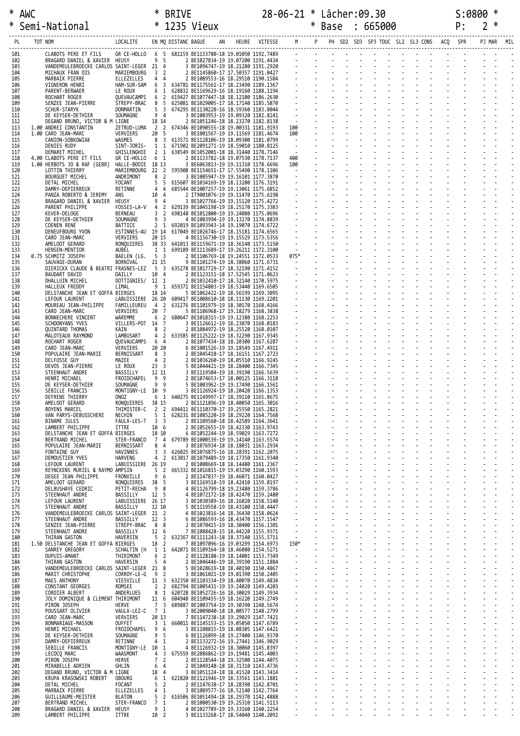\* AWC * BRIVE 28-06-21 * Lâcher:09.30 S:0800 *
\* Semi-National * 1235 Vieux * Base : 665000 P: 2 *

| PL | TOT | NOM | LOCALITE | EN | MQ | DISTANC | BAGUE | AN | HEURE | VITESSE | M | P | PH | SD2 | SD3 | SP3 | TOUC | SL2 | SL3 | CONS | ACQ | SPR | PJ | MAR | MIL |
|---|---|---|---|---|---|---|---|---|---|---|---|---|---|---|---|---|---|---|---|---|---|---|---|---|---|
| 101 | | CLABOTS PERE ET FILS | GR CE-HOLLO | 6 | 5 | 681159 | BE1133780-18 | | 19.01050 | 1192.7489 | - | - | - | - | - | - | - | - | - | - | - | - | - | - | - |
| 102 | | BRAGARD DANIEL & XAVIER | HEUSY | 9 | 5 | | 2 BE1027834-19 | | 19.07200 | 1191.4434 | - | - | - | - | - | - | - | - | - | - | - | - | - | - | - |
| 103 | | VANDEMEULEBROECKE CARLOS | SAINT-LEGER | 21 | 4 | | 3 BE1096747-19 | | 18.21280 | 1191.2920 | - | - | - | - | - | - | - | - | - | - | - | - | - | - | - |
| 104 | | MICHAUX FRAN OIS | MARIEMBOURG | 3 | 2 | | 2 BE1145860-17 | | 17.50357 | 1191.0427 | - | - | - | - | - | - | - | - | - | - | - | - | - | - | - |
| 105 | | MARBAIX PIERRE | ELLEZELLES | 4 | 4 | | 2 BE1089553-16 | | 18.29510 | 1190.1584 | - | - | - | - | - | - | - | - | - | - | - | - | - | - | - |
| 106 | | VIGNERON HENRI | HAM-SUR-SAM | 6 | 3 | 634781 | BE1175561-17 | | 18.23490 | 1189.1367 | - | - | - | - | - | - | - | - | - | - | - | - | - | - | - |
| 107 | | PARENT-BERWAER | LE ROUX | 6 | 1 | 628832 | BE1169629-16 | | 18.19160 | 1188.1194 | - | - | - | - | - | - | - | - | - | - | - | - | - | - | - |
| 108 | | ROCHART ROGER | QUEVAUCAMPS | 6 | 2 | 619427 | BE1077447-18 | | 18.12100 | 1186.2630 | - | - | - | - | - | - | - | - | - | - | - | - | - | - | - |
| 109 | | SENZEE JEAN-PIERRE | STREPY-BRAC | 8 | 5 | 625081 | BE1029005-17 | | 18.17140 | 1185.5870 | - | - | - | - | - | - | - | - | - | - | - | - | - | - | - |
| 110 | | SCHUR-STARYK | DONMARTIN | 5 | 3 | 674295 | BE1130228-16 | | 18.59360 | 1183.8044 | - | - | - | - | - | - | - | - | - | - | - | - | - | - | - |
| 111 | | DE KEYSER-DETHIER | SOUMAGNE | 9 | 4 | | 3 BE1003953-19 | | 19.09320 | 1182.8241 | - | - | - | - | - | - | - | - | - | - | - | - | - | - | - |
| 112 | | DEGAND BRUNO, VICTOR & M | LIGNE | 18 | 14 | | 2 BE1051246-18 | | 18.23270 | 1182.8138 | - | - | - | - | - | - | - | - | - | - | - | - | - | - | - |
| 113 | 1.00 | ANDREI CONSTANTIN | ZETRUD-LUMA | 2 | 2 | 674346 | BE1090555-18 | | 19.00331 | 1181.9193 | 100 | - | - | - | - | - | - | - | - | - | - | - | - | - | - |
| 114 | 1.00 | CARO JEAN-MARC | VERVIERS | 20 | 5 | | 3 BE1001567-19 | | 19.11569 | 1181.4674 | 100 | - | - | - | - | - | - | - | - | - | - | - | - | - | - |
| 115 | | CANION-SOBKOWIAK | WASMES | 8 | 3 | 613571 | BE1128106-19 | | 18.09300 | 1181.0799 | - | - | - | - | - | - | - | - | - | - | - | - | - | - | - |
| 116 | | DENIES RUDY | SINT-JORIS- | 1 | 1 | 671902 | BE2091271-19 | | 18.59010 | 1180.8125 | - | - | - | - | - | - | - | - | - | - | - | - | - | - | - |
| 117 | | DEMARET MICHEL | GHISLENGHIE | 2 | 1 | 638549 | BE1052001-18 | | 18.31440 | 1178.7146 | - | - | - | - | - | - | - | - | - | - | - | - | - | - | - |
| 118 | 4.00 | CLABOTS PERE ET FILS | GR CE-HOLLO | 6 | 1 | | 2 BE1133782-18 | | 19.07530 | 1178.7137 | 400 | - | - | - | - | - | - | - | - | - | - | - | - | - | - |
| 119 | 1.00 | HERBOTS JO & RAF (GEBR) | HALLE-BOOIE | 18 | 13 | | 3 BE6063813-19 | | 19.11310 | 1178.6696 | 100 | - | - | - | - | - | - | - | - | - | - | - | - | - | - |
| 120 | | LOTTIN THIERRY | MARIEMBOURG | 22 | 2 | 595908 | BE1154651-17 | | 17.55490 | 1178.1106 | - | - | - | - | - | - | - | - | - | - | - | - | - | - | - |
| 121 | | BOURGUET MICHEL | ANDRIMONT | 8 | 2 | | 3 BE1005947-19 | | 19.16101 | 1177.3870 | - | - | - | - | - | - | - | - | - | - | - | - | - | - | - |
| 122 | | DETAL MICHEL | FOCANT | 5 | 5 | 615607 | BE1034169-19 | | 18.13200 | 1176.3191 | - | - | - | - | - | - | - | - | - | - | - | - | - | - | - |
| 123 | | DAMRY-DEPIERREUX | RETINNE | 4 | 4 | 685544 | BE1007257-19 | | 19.13061 | 1175.6852 | - | - | - | - | - | - | - | - | - | - | - | - | - | - | - |
| 124 | | PANZA ROBERTO & JEREMY | ANS | 10 | 4 | | 2 IT9001076-19 | | 19.11470 | 1175.6198 | - | - | - | - | - | - | - | - | - | - | - | - | - | - | - |
| 125 | | BRAGARD DANIEL & XAVIER | HEUSY | 9 | 4 | | 3 BE1027766-19 | | 19.15120 | 1175.4272 | - | - | - | - | - | - | - | - | - | - | - | - | - | - | - |
| 126 | | PARENT PHILIPPE | FOSSES-LA-V | 4 | 2 | 629139 | BE1045198-19 | | 18.25170 | 1175.3383 | - | - | - | - | - | - | - | - | - | - | - | - | - | - | - |
| 127 | | KEVER-DELOGE | BERNEAU | 3 | 2 | 698148 | BE1012800-19 | | 19.24080 | 1175.0696 | - | - | - | - | - | - | - | - | - | - | - | - | - | - | - |
| 128 | | DE KEYSER-DETHIER | SOUMAGNE | 9 | 3 | | 4 BE1003994-19 | | 19.13270 | 1174.8839 | - | - | - | - | - | - | - | - | - | - | - | - | - | - | - |
| 129 | | COENEN RENE | BATTICE | 2 | 1 | 692019 | BE1093943-14 | | 19.19070 | 1174.6722 | - | - | - | - | - | - | - | - | - | - | - | - | - | - | - |
| 130 | | DENEUFBOURG YVON | ESTINNES-AU | 19 | 14 | 617049 | BE1026746-17 | | 18.15181 | 1174.6565 | - | - | - | - | - | - | - | - | - | - | - | - | - | - | - |
| 131 | | CARO JEAN-MARC | VERVIERS | 20 | 15 | | 4 BE1156730-19 | | 19.15529 | 1173.5356 | - | - | - | - | - | - | - | - | - | - | - | - | - | - | - |
| 132 | | AMELOOT GERARD | RONQUIERES | 38 | 33 | 641013 | BE1159671-19 | | 18.36140 | 1173.5150 | - | - | - | - | - | - | - | - | - | - | - | - | - | - | - |
| 133 | | HENSEN-MENTIOR | AUBEL | 1 | 1 | 699109 | BE1113689-17 | | 19.26211 | 1172.3100 | - | - | - | - | - | - | - | - | - | - | - | - | - | - | - |
| 134 | 0.75 | SCHMITZ JOSEPH | BAELEN (LG. | 5 | 3 | | 2 BE1106769-18 | | 19.24551 | 1172.0533 | 075* | - | - | - | - | - | - | - | - | - | - | - | - | - | - |
| 135 | | SAUVAGE-DURAN | BORNIVAL | 21 | 15 | | 9 BE1101274-19 | | 18.38060 | 1171.6731 | - | - | - | - | - | - | - | - | - | - | - | - | - | - | - |
| 136 | | DIERICKX CLAUDE & BEATRI | FRASNES-LEZ | 5 | 3 | 635278 | BE1017729-17 | | 18.32190 | 1171.4152 | - | - | - | - | - | - | - | - | - | - | - | - | - | - | - |
| 137 | | BAUDART DAVID | DAILLY | 10 | 4 | | 2 BE1123151-18 | | 17.52545 | 1171.0623 | - | - | - | - | - | - | - | - | - | - | - | - | - | - | - |
| 138 | | DHALLUIN MICHEL | DOTTIGNIES/ | 12 | 1 | | 2 BE1032410-17 | | 18.32140 | 1170.5975 | - | - | - | - | - | - | - | - | - | - | - | - | - | - | - |
| 139 | | HALLEUX FREDDY | LIMAL | 9 | 1 | 659371 | BE1154803-19 | | 18.53440 | 1169.6505 | - | - | - | - | - | - | - | - | - | - | - | - | - | - | - |
| 140 | | DELSTANCHE JEAN ET GOFFA | BIERGES | 18 | 14 | | 5 BE1062422-19 | | 18.56199 | 1169.3095 | - | - | - | - | - | - | - | - | - | - | - | - | - | - | - |
| 141 | | LEFOUR LAURENT | LABUISSIERE | 26 | 20 | 609417 | BE1008610-18 | | 18.11130 | 1169.2201 | - | - | - | - | - | - | - | - | - | - | - | - | - | - | - |
| 142 | | MOUREAU JEAN-PHILIPPE | FAMILLEUREU | 4 | 2 | 631276 | BE1101979-19 | | 18.30170 | 1168.4166 | - | - | - | - | - | - | - | - | - | - | - | - | - | - | - |
| 143 | | CARO JEAN-MARC | VERVIERS | 20 | 7 | | 5 BE1106968-17 | | 19.18279 | 1168.3838 | - | - | - | - | - | - | - | - | - | - | - | - | - | - | - |
| 144 | | BONNECHERE VINCENT | WAREMME | 6 | 2 | 680647 | BE1018315-19 | | 19.12380 | 1168.2253 | - | - | - | - | - | - | - | - | - | - | - | - | - | - | - |
| 145 | | SCHOONYANS YVES | VILLERS-POT | 14 | 7 | | 3 BE1126612-19 | | 18.23070 | 1168.0183 | - | - | - | - | - | - | - | - | - | - | - | - | - | - | - |
| 146 | | QUINTARD THOMAS | KAIN | 8 | 2 | | 2 BE1084972-19 | | 18.25520 | 1168.0107 | - | - | - | - | - | - | - | - | - | - | - | - | - | - | - |
| 147 | | MALOTEAUX RAYMOND | LAMBUSART | 4 | 2 | 633585 | BE1125222-19 | | 18.32290 | 1167.9345 | - | - | - | - | - | - | - | - | - | - | - | - | - | - | - |
| 148 | | ROCHART ROGER | QUEVAUCAMPS | 6 | 4 | | 2 BE1077434-18 | | 18.20300 | 1167.6287 | - | - | - | - | - | - | - | - | - | - | - | - | - | - | - |
| 149 | | CARO JEAN-MARC | VERVIERS | 20 | 20 | | 6 BE1001526-19 | | 19.18549 | 1167.4911 | - | - | - | - | - | - | - | - | - | - | - | - | - | - | - |
| 150 | | POPULAIRE JEAN-MARIE | BERNISSART | 8 | 3 | | 2 BE1045418-17 | | 18.16151 | 1167.2723 | - | - | - | - | - | - | - | - | - | - | - | - | - | - | - |
| 151 | | DELFOSSE GUY | MAZEE | 4 | 2 | | 2 BE1036260-19 | | 18.05510 | 1166.9245 | - | - | - | - | - | - | - | - | - | - | - | - | - | - | - |
| 152 | | DEVOS JEAN-PIERRE | LE ROUX | 23 | 3 | | 5 BE1044421-19 | | 18.28400 | 1166.7345 | - | - | - | - | - | - | - | - | - | - | - | - | - | - | - |
| 153 | | STEENHAUT ANDRE | BASSILLY | 12 | 11 | | 3 BE1119504-19 | | 18.39190 | 1166.5639 | - | - | - | - | - | - | - | - | - | - | - | - | - | - | - |
| 154 | | HENRI MICHAEL | FROIDCHAPEL | 9 | 9 | | 2 BE1074653-17 | | 18.00125 | 1166.3118 | - | - | - | - | - | - | - | - | - | - | - | - | - | - | - |
| 155 | | DE KEYSER-DETHIER | SOUMAGNE | 9 | 9 | | 5 BE1003962-19 | | 19.17490 | 1166.1561 | - | - | - | - | - | - | - | - | - | - | - | - | - | - | - |
| 156 | | SEBILLE FRANCIS | MONTIGNY-LE | 10 | 9 | | 3 BE1126924-19 | | 18.20420 | 1166.1353 | - | - | - | - | - | - | - | - | - | - | - | - | - | - | - |
| 157 | | DEFRENE THIERRY | ONOZ | 6 | 1 | 640275 | BE1149997-17 | | 18.39110 | 1165.8675 | - | - | - | - | - | - | - | - | - | - | - | - | - | - | - |
| 158 | | AMELOOT GERARD | RONQUIERES | 38 | 15 | | 2 BE1121896-19 | | 18.40050 | 1165.3016 | - | - | - | - | - | - | - | - | - | - | - | - | - | - | - |
| 159 | | BOYENS MARCEL | THIMISTER-C | 2 | 2 | 694411 | BE1110370-17 | | 19.25550 | 1165.2821 | - | - | - | - | - | - | - | - | - | - | - | - | - | - | - |
| 160 | | VAN PARYS-DEBUSSCHERE | NECHIN | 5 | 1 | 628231 | BE1085220-19 | | 18.29220 | 1164.7568 | - | - | - | - | - | - | - | - | - | - | - | - | - | - | - |
| 161 | | BINAME JULES | FAULX-LES-T | 3 | 3 | | 2 BE1109560-18 | | 18.42589 | 1164.3641 | - | - | - | - | - | - | - | - | - | - | - | - | - | - | - |
| 162 | | LAMBERT PHILIPPE | ITTRE | 10 | 6 | | 2 BE1052655-19 | | 18.42330 | 1163.9743 | - | - | - | - | - | - | - | - | - | - | - | - | - | - | - |
| 163 | | DELSTANCHE JEAN ET GOFFA | BIERGES | 18 | 10 | | 6 BE1052244-19 | | 18.59029 | 1163.7272 | - | - | - | - | - | - | - | - | - | - | - | - | - | - | - |
| 164 | | BERTRAND MICHEL | STER-FRANCO | 7 | 4 | 679789 | BE1000539-19 | | 19.14140 | 1163.5574 | - | - | - | - | - | - | - | - | - | - | - | - | - | - | - |
| 165 | | POPULAIRE JEAN-MARIE | BERNISSART | 8 | 4 | | 3 BE1076934-18 | | 18.18031 | 1163.2934 | - | - | - | - | - | - | - | - | - | - | - | - | - | - | - |
| 166 | | FONTAINE GUY | HAVINNES | 3 | 3 | 626025 | BE1076875-16 | | 18.28391 | 1162.2075 | - | - | - | - | - | - | - | - | - | - | - | - | - | - | - |
| 167 | | DEMOUSTIER YVES | HARVENG | 4 | 2 | 613017 | BE1079489-19 | | 18.17350 | 1161.9340 | - | - | - | - | - | - | - | - | - | - | - | - | - | - | - |
| 168 | | LEFOUR LAURENT | LABUISSIERE | 26 | 19 | | 2 BE1008669-18 | | 18.14480 | 1161.2367 | - | - | - | - | - | - | - | - | - | - | - | - | - | - | - |
| 169 | | REYNCKENS MURIEL & RAYMO | AMPSIN | 5 | 2 | 665332 | BE1016815-19 | | 19.03290 | 1160.1593 | - | - | - | - | - | - | - | - | - | - | - | - | - | - | - |
| 170 | | DEGEE JEAN PHILIPPE | FRONVILLE | 9 | 6 | | 2 BE1147837-19 | | 18.46071 | 1160.0427 | - | - | - | - | - | - | - | - | - | - | - | - | - | - | - |
| 171 | | AMELOOT GERARD | RONQUIERES | 38 | 5 | | 3 BE1169518-19 | | 18.42410 | 1159.8197 | - | - | - | - | - | - | - | - | - | - | - | - | - | - | - |
| 172 | | DELBUSHAYE CEDRIC | PETIT-RECHA | 9 | 8 | | 4 BE1126799-18 | | 19.23480 | 1159.3786 | - | - | - | - | - | - | - | - | - | - | - | - | - | - | - |
| 173 | | STEENHAUT ANDRE | BASSILLY | 12 | 5 | | 4 BE1072172-18 | | 18.42470 | 1159.2480 | - | - | - | - | - | - | - | - | - | - | - | - | - | - | - |
| 174 | | LEFOUR LAURENT | LABUISSIERE | 26 | 17 | | 3 BE1030389-16 | | 18.16020 | 1158.5140 | - | - | - | - | - | - | - | - | - | - | - | - | - | - | - |
| 175 | | STEENHAUT ANDRE | BASSILLY | 12 | 10 | | 5 BE1119558-19 | | 18.43100 | 1158.4447 | - | - | - | - | - | - | - | - | - | - | - | - | - | - | - |
| 176 | | VANDEMEULEBROECKE CARLOS | SAINT-LEGER | 21 | 2 | | 4 BE1023816-14 | | 18.36430 | 1158.0624 | - | - | - | - | - | - | - | - | - | - | - | - | - | - | - |
| 177 | | STEENHAUT ANDRE | BASSILLY | 12 | 3 | | 6 BE1086593-16 | | 18.43470 | 1157.1547 | - | - | - | - | - | - | - | - | - | - | - | - | - | - | - |
| 178 | | SENZEE JEAN-PIERRE | STREPY-BRAC | 8 | 8 | | 2 BE1070415-19 | | 18.30400 | 1156.1301 | - | - | - | - | - | - | - | - | - | - | - | - | - | - | - |
| 179 | | STEENHAUT ANDRE | BASSILLY | 12 | 6 | | 7 BE1088428-15 | | 18.44220 | 1155.9371 | - | - | - | - | - | - | - | - | - | - | - | - | - | - | - |
| 180 | | THIRAN GASTON | HAVERSIN | 5 | 2 | 632367 | BE1111243-18 | | 18.37140 | 1155.5711 | - | - | - | - | - | - | - | - | - | - | - | - | - | - | - |
| 181 | 1.50 | DELSTANCHE JEAN ET GOFFA | BIERGES | 18 | 2 | | 7 BE1097096-16 | | 19.03299 | 1154.6973 | 150* | - | - | - | - | - | - | - | - | - | - | - | - | - | - |
| 182 | | SANREY GREGORY | SCHALTIN (H | 1 | 1 | 642071 | BE1109164-18 | | 18.46080 | 1154.5271 | - | - | - | - | - | - | - | - | - | - | - | - | - | - | - |
| 183 | | DUPUIS-AMANT | THIRIMONT | 6 | 2 | | 2 BE1128188-19 | | 18.14001 | 1153.7349 | - | - | - | - | - | - | - | - | - | - | - | - | - | - | - |
| 184 | | THIRAN GASTON | HAVERSIN | 5 | 4 | | 2 BE1046446-19 | | 18.39190 | 1151.1884 | - | - | - | - | - | - | - | - | - | - | - | - | - | - | - |
| 185 | | VANDEMEULEBROECKE CARLOS | SAINT-LEGER | 21 | 8 | | 5 BE1028619-18 | | 18.40190 | 1150.4867 | - | - | - | - | - | - | - | - | - | - | - | - | - | - | - |
| 186 | | MARIT CHRISTOPHE | CORROY-LE-G | 9 | 2 | | 3 BE1061021-19 | | 19.01390 | 1150.2405 | - | - | - | - | - | - | - | - | - | - | - | - | - | - | - |
| 187 | | MAES ANTHONY | VIESVILLE | 11 | 3 | 632350 | BE1103334-19 | | 18.40070 | 1149.4834 | - | - | - | - | - | - | - | - | - | - | - | - | - | - | - |
| 188 | | CONSTANT GEORGES | ROMSEE | 2 | 2 | 682794 | BE1005431-19 | | 19.24020 | 1149.4203 | - | - | - | - | - | - | - | - | - | - | - | - | - | - | - |
| 189 | | CORDIER ALBERT | ANDERLUES | 8 | 1 | 620728 | BE1052726-16 | | 18.30029 | 1149.3934 | - | - | - | - | - | - | - | - | - | - | - | - | - | - | - |
| 190 | | JOLY DOMINIQUE & CLEMENT | THIRIMONT | 11 | 6 | 604940 | BE1109455-19 | | 18.16220 | 1149.2749 | - | - | - | - | - | - | - | - | - | - | - | - | - | - | - |
| 191 | | PIRON JOSEPH | HERVE | 7 | 3 | 689887 | BE1003754-19 | | 19.30390 | 1148.5674 | - | - | - | - | - | - | - | - | - | - | - | - | - | - | - |
| 192 | | POUSSART OLIVIER | VAULX-LEZ-C | 7 | 1 | | 3 BE2009040-18 | | 18.00577 | 1148.2799 | - | - | - | - | - | - | - | - | - | - | - | - | - | - | - |
| 193 | | CARO JEAN-MARC | VERVIERS | 20 | 13 | | 7 BE1147238-18 | | 19.29029 | 1147.7421 | - | - | - | - | - | - | - | - | - | - | - | - | - | - | - |
| 194 | | BONMARIAGE-MASSON | OUFFET | 3 | 1 | 660011 | BE1145153-15 | | 19.05050 | 1147.6789 | - | - | - | - | - | - | - | - | - | - | - | - | - | - | - |
| 195 | | HENRI MICHAEL | FROIDCHAPEL | 9 | 6 | | 3 BE1108815-19 | | 18.08305 | 1147.6421 | - | - | - | - | - | - | - | - | - | - | - | - | - | - | - |
| 196 | | DE KEYSER-DETHIER | SOUMAGNE | 9 | 5 | | 6 BE1126899-18 | | 19.27400 | 1146.9370 | - | - | - | - | - | - | - | - | - | - | - | - | - | - | - |
| 197 | | DAMRY-DEPIERREUX | RETINNE | 4 | 1 | | 2 BE1133272-16 | | 19.27441 | 1146.9029 | - | - | - | - | - | - | - | - | - | - | - | - | - | - | - |
| 198 | | SEBILLE FRANCIS | MONTIGNY-LE | 10 | 1 | | 4 BE1126932-19 | | 18.30060 | 1145.8397 | - | - | - | - | - | - | - | - | - | - | - | - | - | - | - |
| 199 | | LECOCQ MARC | WAASMONT | 4 | 3 | 675559 | BE2086862-19 | | 19.19481 | 1145.4003 | - | - | - | - | - | - | - | - | - | - | - | - | - | - | - |
| 200 | | PIRON JOSEPH | HERVE | 7 | 2 | | 2 BE1128544-18 | | 19.32500 | 1144.4075 | - | - | - | - | - | - | - | - | - | - | - | - | - | - | - |
| 201 | | MIRABELLE ADRIEN | GHLIN | 6 | 4 | | 2 BE1049148-18 | | 18.31310 | 1143.4736 | - | - | - | - | - | - | - | - | - | - | - | - | - | - | - |
| 202 | | DEGAND BRUNO, VICTOR & M | LIGNE | 18 | 4 | | 3 BE1051124-18 | | 18.41520 | 1143.3414 | - | - | - | - | - | - | - | - | - | - | - | - | - | - | - |
| 203 | | KRUPA KRASOWSKI ROBERT | OBOURG | 6 | 1 | 621820 | BE1121946-19 | | 18.33561 | 1143.1881 | - | - | - | - | - | - | - | - | - | - | - | - | - | - | - |
| 204 | | DETAL MICHEL | FOCANT | 5 | 2 | | 2 BE1147638-17 | | 18.28390 | 1142.8701 | - | - | - | - | - | - | - | - | - | - | - | - | - | - | - |
| 205 | | MARBAIX PIERRE | ELLEZELLES | 4 | 1 | | 3 BE1089577-16 | | 18.52140 | 1142.7764 | - | - | - | - | - | - | - | - | - | - | - | - | - | - | - |
| 206 | | GUILLEAUME-MEISTER | BLATON | 5 | 2 | 616506 | BE1051494-18 | | 18.29370 | 1142.4888 | - | - | - | - | - | - | - | - | - | - | - | - | - | - | - |
| 207 | | BERTRAND MICHEL | STER-FRANCO | 7 | 1 | | 2 BE1000530-19 | | 19.25310 | 1141.5113 | - | - | - | - | - | - | - | - | - | - | - | - | - | - | - |
| 208 | | BRAGARD DANIEL & XAVIER | HEUSY | 9 | 1 | | 4 BE1027789-19 | | 19.33160 | 1140.2254 | - | - | - | - | - | - | - | - | - | - | - | - | - | - | - |
| 209 | | LAMBERT PHILIPPE | ITTRE | 10 | 2 | | 3 BE1133268-17 | | 18.54040 | 1140.2092 | - | - | - | - | - | - | - | - | - | - | - | - | - | - | - |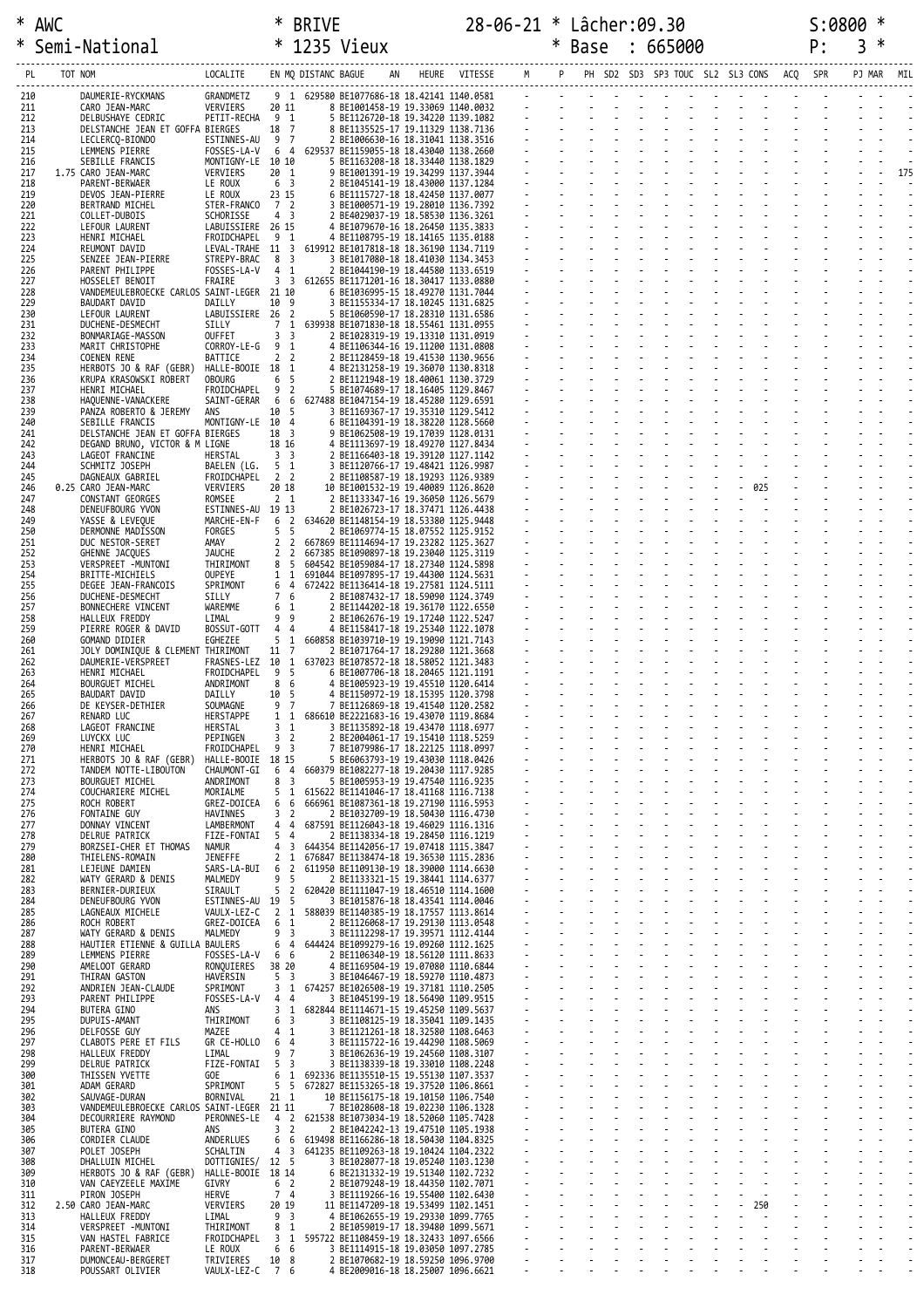```
* AWC                          * BRIVE                    28-06-21 * Lâcher:09.30                    S:0800 *
* Semi-National                * 1235 Vieux                        * Base  : 665000                     P:   3 *
```

| PL | TOT | NOM | LOCALITE | EN MQ | DISTANC | BAGUE | AN | HEURE | VITESSE | M | P | PH | SD2 | SD3 | SP3 | TOUC | SL2 | SL3 | CONS | ACQ | SPR | PJ | MAR | MIL |
|---|---|---|---|---|---|---|---|---|---|---|---|---|---|---|---|---|---|---|---|---|---|---|---|---|
| 210 | | DAUMERIE-RYCKMANS | GRANDMETZ | 9 1 | 629580 | BE1077686-18 | | 18.42141 | 1140.0581 | - | - | - | - | - | - | - | - | - | - | - | - | - | - | - |
| 211 | | CARO JEAN-MARC | VERVIERS | 20 11 | | 8 BE1001458-19 | | 19.33069 | 1140.0032 | - | - | - | - | - | - | - | - | - | - | - | - | - | - | - |
| 212 | | DELBUSHAYE CEDRIC | PETIT-RECHA | 9 1 | | 5 BE1126720-18 | | 19.34220 | 1139.1082 | - | - | - | - | - | - | - | - | - | - | - | - | - | - | - |
| 213 | | DELSTANCHE JEAN ET GOFFA | BIERGES | 18 7 | | 8 BE1135525-17 | | 19.11329 | 1138.7136 | - | - | - | - | - | - | - | - | - | - | - | - | - | - | - |
| 214 | | LECLERCQ-BIONDO | ESTINNES-AU | 9 7 | | 2 BE1006630-16 | | 18.31041 | 1138.3516 | - | - | - | - | - | - | - | - | - | - | - | - | - | - | - |
| 215 | | LEMMENS PIERRE | FOSSES-LA-V | 6 4 | 629537 | BE1159055-18 | | 18.43040 | 1138.2660 | - | - | - | - | - | - | - | - | - | - | - | - | - | - | - |
| 216 | | SEBILLE FRANCIS | MONTIGNY-LE | 10 10 | | 5 BE1163208-18 | | 18.33440 | 1138.1829 | - | - | - | - | - | - | - | - | - | - | - | - | - | - | - |
| 217 | 1.75 | CARO JEAN-MARC | VERVIERS | 20 1 | | 9 BE1001391-19 | | 19.34299 | 1137.3944 | - | - | - | - | - | - | - | - | - | - | - | - | - | - | 175 |
| 218 | | PARENT-BERWAER | LE ROUX | 6 3 | | 2 BE1045141-19 | | 18.43000 | 1137.1284 | - | - | - | - | - | - | - | - | - | - | - | - | - | - | - |
| 219 | | DEVOS JEAN-PIERRE | LE ROUX | 23 15 | | 6 BE1115727-18 | | 18.42450 | 1137.0077 | - | - | - | - | - | - | - | - | - | - | - | - | - | - | - |
| 220 | | BERTRAND MICHEL | STER-FRANCO | 7 2 | | 3 BE1000571-19 | | 19.28010 | 1136.7392 | - | - | - | - | - | - | - | - | - | - | - | - | - | - | - |
| 221 | | COLLET-DUBOIS | SCHORISSE | 4 3 | | 2 BE4029037-19 | | 18.58530 | 1136.3261 | - | - | - | - | - | - | - | - | - | - | - | - | - | - | - |
| 222 | | LEFOUR LAURENT | LABUISSIERE | 26 15 | | 4 BE1079670-16 | | 18.26450 | 1135.3833 | - | - | - | - | - | - | - | - | - | - | - | - | - | - | - |
| 223 | | HENRI MICHAEL | FROIDCHAPEL | 9 1 | | 4 BE1108795-19 | | 18.14165 | 1135.0188 | - | - | - | - | - | - | - | - | - | - | - | - | - | - | - |
| 224 | | REUMONT DAVID | LEVAL-TRAHE | 11 3 | 619912 | BE1017818-18 | | 18.36190 | 1134.7119 | - | - | - | - | - | - | - | - | - | - | - | - | - | - | - |
| 225 | | SENZEE JEAN-PIERRE | STREPY-BRAC | 8 3 | | 3 BE1017080-18 | | 18.41030 | 1134.3453 | - | - | - | - | - | - | - | - | - | - | - | - | - | - | - |
| 226 | | PARENT PHILIPPE | FOSSES-LA-V | 4 1 | | 2 BE1044190-18 | | 18.44580 | 1133.6519 | - | - | - | - | - | - | - | - | - | - | - | - | - | - | - |
| 227 | | HOSSELET BENOIT | FRAIRE | 3 3 | 612655 | BE1171201-16 | | 18.30417 | 1133.0880 | - | - | - | - | - | - | - | - | - | - | - | - | - | - | - |
| 228 | | VANDEMEULEBROECKE CARLOS | SAINT-LEGER | 21 10 | | 6 BE1036995-15 | | 18.49270 | 1131.7044 | - | - | - | - | - | - | - | - | - | - | - | - | - | - | - |
| 229 | | BAUDART DAVID | DAILLY | 10 9 | | 3 BE1155334-17 | | 18.10245 | 1131.6825 | - | - | - | - | - | - | - | - | - | - | - | - | - | - | - |
| 230 | | LEFOUR LAURENT | LABUISSIERE | 26 2 | | 5 BE1060590-17 | | 18.28310 | 1131.6586 | - | - | - | - | - | - | - | - | - | - | - | - | - | - | - |
| 231 | | DUCHENE-DESMECHT | SILLY | 7 1 | 639938 | BE1071830-18 | | 18.55461 | 1131.0955 | - | - | - | - | - | - | - | - | - | - | - | - | - | - | - |
| 232 | | BONMARIAGE-MASSON | OUFFET | 3 3 | | 2 BE1028319-19 | | 19.13310 | 1131.0919 | - | - | - | - | - | - | - | - | - | - | - | - | - | - | - |
| 233 | | MARIT CHRISTOPHE | CORROY-LE-G | 9 1 | | 4 BE1106344-16 | | 19.11200 | 1131.0808 | - | - | - | - | - | - | - | - | - | - | - | - | - | - | - |
| 234 | | COENEN RENE | BATTICE | 2 2 | | 2 BE1128459-18 | | 19.41530 | 1130.9656 | - | - | - | - | - | - | - | - | - | - | - | - | - | - | - |
| 235 | | HERBOTS JO & RAF (GEBR) | HALLE-BOOIE | 18 1 | | 4 BE2131258-19 | | 19.36070 | 1130.8318 | - | - | - | - | - | - | - | - | - | - | - | - | - | - | - |
| 236 | | KRUPA KRASOWSKI ROBERT | OBOURG | 6 5 | | 2 BE1121948-19 | | 18.40061 | 1130.3729 | - | - | - | - | - | - | - | - | - | - | - | - | - | - | - |
| 237 | | HENRI MICHAEL | FROIDCHAPEL | 9 2 | | 5 BE1074689-17 | | 18.16405 | 1129.8467 | - | - | - | - | - | - | - | - | - | - | - | - | - | - | - |
| 238 | | HAQUENNE-VANACKERE | SAINT-GERAR | 6 6 | 627488 | BE1047154-19 | | 18.45280 | 1129.6591 | - | - | - | - | - | - | - | - | - | - | - | - | - | - | - |
| 239 | | PANZA ROBERTO & JEREMY | ANS | 10 5 | | 3 BE1169367-17 | | 19.35310 | 1129.5412 | - | - | - | - | - | - | - | - | - | - | - | - | - | - | - |
| 240 | | SEBILLE FRANCIS | MONTIGNY-LE | 10 4 | | 6 BE1104391-19 | | 18.38220 | 1128.5660 | - | - | - | - | - | - | - | - | - | - | - | - | - | - | - |
| 241 | | DELSTANCHE JEAN ET GOFFA | BIERGES | 18 3 | | 9 BE1062508-19 | | 19.17039 | 1128.0131 | - | - | - | - | - | - | - | - | - | - | - | - | - | - | - |
| 242 | | DEGAND BRUNO, VICTOR & M | LIGNE | 18 16 | | 4 BE1113697-19 | | 18.49270 | 1127.8434 | - | - | - | - | - | - | - | - | - | - | - | - | - | - | - |
| 243 | | LAGEOT FRANCINE | HERSTAL | 3 3 | | 2 BE1166403-18 | | 19.39120 | 1127.1142 | - | - | - | - | - | - | - | - | - | - | - | - | - | - | - |
| 244 | | SCHMITZ JOSEPH | BAELEN (LG. | 5 1 | | 3 BE1120766-17 | | 19.48421 | 1126.9987 | - | - | - | - | - | - | - | - | - | - | - | - | - | - | - |
| 245 | | DAGNEAUX GABRIEL | FROIDCHAPEL | 2 2 | | 2 BE1108587-19 | | 18.19293 | 1126.9389 | - | - | - | - | - | - | - | - | - | - | - | - | - | - | - |
| 246 | 0.25 | CARO JEAN-MARC | VERVIERS | 20 18 | | 10 BE1001532-19 | | 19.40089 | 1126.8620 | - | - | - | - | - | - | - | - | - | 025 | - | - | - | - | - |
| 247 | | CONSTANT GEORGES | ROMSEE | 2 1 | | 2 BE1133347-16 | | 19.36050 | 1126.5679 | - | - | - | - | - | - | - | - | - | - | - | - | - | - | - |
| 248 | | DENEUFBOURG YVON | ESTINNES-AU | 19 13 | | 2 BE1026723-17 | | 18.37471 | 1126.4438 | - | - | - | - | - | - | - | - | - | - | - | - | - | - | - |
| 249 | | YASSE & LEVEQUE | MARCHE-EN-F | 6 2 | 634620 | BE1148154-19 | | 18.53380 | 1125.9448 | - | - | - | - | - | - | - | - | - | - | - | - | - | - | - |
| 250 | | DERMONNE MADISSON | FORGES | 5 5 | | 2 BE1069774-15 | | 18.07552 | 1125.9152 | - | - | - | - | - | - | - | - | - | - | - | - | - | - | - |
| 251 | | DUC NESTOR-SERET | AMAY | 2 2 | 667869 | BE1114694-17 | | 19.23282 | 1125.3627 | - | - | - | - | - | - | - | - | - | - | - | - | - | - | - |
| 252 | | GHENNE JACQUES | JAUCHE | 2 2 | 667385 | BE1090897-18 | | 19.23040 | 1125.3119 | - | - | - | - | - | - | - | - | - | - | - | - | - | - | - |
| 253 | | VERSPREET -MUNTONI | THIRIMONT | 8 5 | 604542 | BE1059084-17 | | 18.27340 | 1124.5898 | - | - | - | - | - | - | - | - | - | - | - | - | - | - | - |
| 254 | | BRITTE-MICHIELS | OUPEYE | 1 1 | 691044 | BE1097895-17 | | 19.44300 | 1124.5631 | - | - | - | - | - | - | - | - | - | - | - | - | - | - | - |
| 255 | | DEGEE JEAN-FRANCOIS | SPRIMONT | 6 4 | 672422 | BE1136414-18 | | 19.27581 | 1124.5111 | - | - | - | - | - | - | - | - | - | - | - | - | - | - | - |
| 256 | | DUCHENE-DESMECHT | SILLY | 7 6 | | 2 BE1087432-17 | | 18.59090 | 1124.3749 | - | - | - | - | - | - | - | - | - | - | - | - | - | - | - |
| 257 | | BONNECHERE VINCENT | WAREMME | 6 1 | | 2 BE1144202-18 | | 19.36170 | 1122.6550 | - | - | - | - | - | - | - | - | - | - | - | - | - | - | - |
| 258 | | HALLEUX FREDDY | LIMAL | 9 9 | | 2 BE1062676-19 | | 19.17240 | 1122.5247 | - | - | - | - | - | - | - | - | - | - | - | - | - | - | - |
| 259 | | PIERRE ROGER & DAVID | BOSSUT-GOTT | 4 4 | | 4 BE1158417-18 | | 19.25340 | 1122.1078 | - | - | - | - | - | - | - | - | - | - | - | - | - | - | - |
| 260 | | GOMAND DIDIER | EGHEZEE | 5 1 | 660858 | BE1039710-19 | | 19.19090 | 1121.7143 | - | - | - | - | - | - | - | - | - | - | - | - | - | - | - |
| 261 | | JOLY DOMINIQUE & CLEMENT | THIRIMONT | 11 7 | | 2 BE1071764-17 | | 18.29280 | 1121.3668 | - | - | - | - | - | - | - | - | - | - | - | - | - | - | - |
| 262 | | DAUMERIE-VERSPREET | FRASNES-LEZ | 10 1 | 637023 | BE1078572-18 | | 18.58052 | 1121.3483 | - | - | - | - | - | - | - | - | - | - | - | - | - | - | - |
| 263 | | HENRI MICHAEL | FROIDCHAPEL | 9 5 | | 6 BE1007706-18 | | 18.20465 | 1121.1191 | - | - | - | - | - | - | - | - | - | - | - | - | - | - | - |
| 264 | | BOURGUET MICHEL | ANDRIMONT | 8 6 | | 4 BE1005923-19 | | 19.45510 | 1120.6414 | - | - | - | - | - | - | - | - | - | - | - | - | - | - | - |
| 265 | | BAUDART DAVID | DAILLY | 10 5 | | 4 BE1150972-19 | | 18.15395 | 1120.3798 | - | - | - | - | - | - | - | - | - | - | - | - | - | - | - |
| 266 | | DE KEYSER-DETHIER | SOUMAGNE | 9 7 | | 7 BE1126869-18 | | 19.41540 | 1120.2582 | - | - | - | - | - | - | - | - | - | - | - | - | - | - | - |
| 267 | | RENARD LUC | HERSTAPPE | 1 1 | 686610 | BE2221683-16 | | 19.43070 | 1119.8684 | - | - | - | - | - | - | - | - | - | - | - | - | - | - | - |
| 268 | | LAGEOT FRANCINE | HERSTAL | 3 1 | | 3 BE1135892-18 | | 19.43470 | 1118.6977 | - | - | - | - | - | - | - | - | - | - | - | - | - | - | - |
| 269 | | LUYCKX LUC | PEPINGEN | 3 2 | | 2 BE2004061-17 | | 19.15410 | 1118.5259 | - | - | - | - | - | - | - | - | - | - | - | - | - | - | - |
| 270 | | HENRI MICHAEL | FROIDCHAPEL | 9 3 | | 7 BE1079986-17 | | 18.22125 | 1118.0997 | - | - | - | - | - | - | - | - | - | - | - | - | - | - | - |
| 271 | | HERBOTS JO & RAF (GEBR) | HALLE-BOOIE | 18 15 | | 5 BE6063793-19 | | 19.43030 | 1118.0426 | - | - | - | - | - | - | - | - | - | - | - | - | - | - | - |
| 272 | | TANDEM NOTTE-LIBOUTON | CHAUMONT-GI | 6 4 | 660379 | BE1082277-18 | | 19.20430 | 1117.9285 | - | - | - | - | - | - | - | - | - | - | - | - | - | - | - |
| 273 | | BOURGUET MICHEL | ANDRIMONT | 8 3 | | 5 BE1005953-19 | | 19.47540 | 1116.9235 | - | - | - | - | - | - | - | - | - | - | - | - | - | - | - |
| 274 | | COUCHARIERE MICHEL | MORIALME | 5 1 | 615622 | BE1141046-17 | | 18.41168 | 1116.7138 | - | - | - | - | - | - | - | - | - | - | - | - | - | - | - |
| 275 | | ROCH ROBERT | GREZ-DOICEA | 6 6 | 666961 | BE1087361-18 | | 19.27190 | 1116.5953 | - | - | - | - | - | - | - | - | - | - | - | - | - | - | - |
| 276 | | FONTAINE GUY | HAVINNES | 3 2 | | 2 BE1032709-19 | | 18.50430 | 1116.4730 | - | - | - | - | - | - | - | - | - | - | - | - | - | - | - |
| 277 | | DONNAY VINCENT | LAMBERMONT | 4 4 | 687591 | BE1126043-18 | | 19.46029 | 1116.1316 | - | - | - | - | - | - | - | - | - | - | - | - | - | - | - |
| 278 | | DELRUE PATRICK | FIZE-FONTAI | 5 4 | | 2 BE1138334-18 | | 19.28450 | 1116.1219 | - | - | - | - | - | - | - | - | - | - | - | - | - | - | - |
| 279 | | BORZSEI-CHER ET THOMAS | NAMUR | 4 3 | 644354 | BE1142056-17 | | 19.07418 | 1115.3847 | - | - | - | - | - | - | - | - | - | - | - | - | - | - | - |
| 280 | | THIELENS-ROMAIN | JENEFFE | 2 1 | 676847 | BE1138474-18 | | 19.36530 | 1115.2836 | - | - | - | - | - | - | - | - | - | - | - | - | - | - | - |
| 281 | | LEJEUNE DAMIEN | SARS-LA-BUI | 6 2 | 611950 | BE1109130-19 | | 18.39000 | 1114.6630 | - | - | - | - | - | - | - | - | - | - | - | - | - | - | - |
| 282 | | WATY GERARD & DENIS | MALMEDY | 9 5 | | 2 BE1133321-15 | | 19.38441 | 1114.6377 | - | - | - | - | - | - | - | - | - | - | - | - | - | - | - |
| 283 | | BERNIER-DURIEUX | STRAULT | 5 2 | 620420 | BE1111047-19 | | 18.46510 | 1114.1600 | - | - | - | - | - | - | - | - | - | - | - | - | - | - | - |
| 284 | | DENEUFBOURG YVON | ESTINNES-AU | 19 5 | | 3 BE1015876-18 | | 18.43541 | 1114.0046 | - | - | - | - | - | - | - | - | - | - | - | - | - | - | - |
| 285 | | LAGNEAUX MICHELE | VAULX-LEZ-C | 2 1 | 588039 | BE1140385-19 | | 18.17557 | 1113.8614 | - | - | - | - | - | - | - | - | - | - | - | - | - | - | - |
| 286 | | ROCH ROBERT | GREZ-DOICEA | 6 1 | | 2 BE1126068-17 | | 19.29130 | 1113.0548 | - | - | - | - | - | - | - | - | - | - | - | - | - | - | - |
| 287 | | WATY GERARD & DENIS | MALMEDY | 9 3 | | 3 BE1112298-17 | | 19.39571 | 1112.4144 | - | - | - | - | - | - | - | - | - | - | - | - | - | - | - |
| 288 | | HAUTIER ETIENNE & GUILLA | BAULERS | 6 4 | 644424 | BE1099279-16 | | 19.09260 | 1112.1625 | - | - | - | - | - | - | - | - | - | - | - | - | - | - | - |
| 289 | | LEMMENS PIERRE | FOSSES-LA-V | 6 6 | | 2 BE1106340-19 | | 18.56120 | 1111.8633 | - | - | - | - | - | - | - | - | - | - | - | - | - | - | - |
| 290 | | AMELOOT GERARD | RONQUIERES | 38 20 | | 4 BE1169504-19 | | 19.07080 | 1110.6844 | - | - | - | - | - | - | - | - | - | - | - | - | - | - | - |
| 291 | | THIRAN GASTON | HAVERSIN | 5 3 | | 3 BE1046467-19 | | 18.59270 | 1110.4873 | - | - | - | - | - | - | - | - | - | - | - | - | - | - | - |
| 292 | | ANDRIEN JEAN-CLAUDE | SPRIMONT | 3 1 | 674257 | BE1026508-19 | | 19.37181 | 1110.2505 | - | - | - | - | - | - | - | - | - | - | - | - | - | - | - |
| 293 | | PARENT PHILIPPE | FOSSES-LA-V | 4 4 | | 3 BE1045199-19 | | 18.56490 | 1109.9515 | - | - | - | - | - | - | - | - | - | - | - | - | - | - | - |
| 294 | | BUTERA GINO | ANS | 3 1 | 682844 | BE1114671-15 | | 19.45250 | 1109.5637 | - | - | - | - | - | - | - | - | - | - | - | - | - | - | - |
| 295 | | DUPUIS-AMANT | THIRIMONT | 6 3 | | 3 BE1108125-19 | | 18.35041 | 1109.1435 | - | - | - | - | - | - | - | - | - | - | - | - | - | - | - |
| 296 | | DELFOSSE GUY | MAZEE | 4 1 | | 3 BE1121261-18 | | 18.32580 | 1108.6463 | - | - | - | - | - | - | - | - | - | - | - | - | - | - | - |
| 297 | | CLABOTS PERE ET FILS | GR CE-HOLLO | 6 4 | | 3 BE1115722-16 | | 19.44290 | 1108.5069 | - | - | - | - | - | - | - | - | - | - | - | - | - | - | - |
| 298 | | HALLEUX FREDDY | LIMAL | 9 7 | | 3 BE1062636-19 | | 19.24560 | 1108.3107 | - | - | - | - | - | - | - | - | - | - | - | - | - | - | - |
| 299 | | DELRUE PATRICK | FIZE-FONTAI | 5 3 | | 3 BE1138339-18 | | 19.33010 | 1108.2248 | - | - | - | - | - | - | - | - | - | - | - | - | - | - | - |
| 300 | | THISSEN YVETTE | GOE | 6 1 | 692336 | BE1135510-15 | | 19.55130 | 1107.3537 | - | - | - | - | - | - | - | - | - | - | - | - | - | - | - |
| 301 | | ADAM GERARD | SPRIMONT | 5 5 | 672827 | BE1153265-18 | | 19.37520 | 1106.8661 | - | - | - | - | - | - | - | - | - | - | - | - | - | - | - |
| 302 | | SAUVAGE-DURAN | BORNIVAL | 21 1 | | 10 BE1156175-18 | | 19.10150 | 1106.7540 | - | - | - | - | - | - | - | - | - | - | - | - | - | - | - |
| 303 | | VANDEMEULEBROECKE CARLOS | SAINT-LEGER | 21 11 | | 7 BE1028608-18 | | 19.02230 | 1106.1328 | - | - | - | - | - | - | - | - | - | - | - | - | - | - | - |
| 304 | | DECOURRIERE RAYMOND | PERONNES-LE | 4 2 | 621538 | BE1073034-19 | | 18.52060 | 1105.7428 | - | - | - | - | - | - | - | - | - | - | - | - | - | - | - |
| 305 | | BUTERA GINO | ANS | 3 2 | | 2 BE1042242-13 | | 19.47510 | 1105.1938 | - | - | - | - | - | - | - | - | - | - | - | - | - | - | - |
| 306 | | CORDIER CLAUDE | ANDERLUES | 6 6 | 619498 | BE1166286-18 | | 18.50430 | 1104.8325 | - | - | - | - | - | - | - | - | - | - | - | - | - | - | - |
| 307 | | POLET JOSEPH | SCHALTIN | 4 3 | 641235 | BE1109263-18 | | 19.10424 | 1104.2322 | - | - | - | - | - | - | - | - | - | - | - | - | - | - | - |
| 308 | | DHALLUIN MICHEL | DOTTIGNIES/ | 12 5 | | 3 BE1028077-18 | | 19.05240 | 1103.1230 | - | - | - | - | - | - | - | - | - | - | - | - | - | - | - |
| 309 | | HERBOTS JO & RAF (GEBR) | HALLE-BOOIE | 18 14 | | 6 BE2131332-19 | | 19.51340 | 1102.7232 | - | - | - | - | - | - | - | - | - | - | - | - | - | - | - |
| 310 | | VAN CAEYZEELE MAXIME | GIVRY | 6 2 | | 2 BE1079248-19 | | 18.44350 | 1102.7071 | - | - | - | - | - | - | - | - | - | - | - | - | - | - | - |
| 311 | | PIRON JOSEPH | HERVE | 7 4 | | 3 BE1119266-16 | | 19.55400 | 1102.6430 | - | - | - | - | - | - | - | - | - | - | - | - | - | - | - |
| 312 | 2.50 | CARO JEAN-MARC | VERVIERS | 20 19 | | 11 BE1147209-18 | | 19.53499 | 1102.1451 | - | - | - | - | - | - | - | - | - | 250 | - | - | - | - | - |
| 313 | | HALLEUX FREDDY | LIMAL | 9 3 | | 4 BE1062655-19 | | 19.29330 | 1099.7765 | - | - | - | - | - | - | - | - | - | - | - | - | - | - | - |
| 314 | | VERSPREET -MUNTONI | THIRIMONT | 8 1 | | 2 BE1059019-17 | | 18.39480 | 1099.5671 | - | - | - | - | - | - | - | - | - | - | - | - | - | - | - |
| 315 | | VAN HASTEL FABRICE | FROIDCHAPEL | 3 1 | 595722 | BE1108459-18 | | 18.32433 | 1097.6566 | - | - | - | - | - | - | - | - | - | - | - | - | - | - | - |
| 316 | | PARENT-BERWAER | LE ROUX | 6 6 | | 3 BE1114915-18 | | 19.03050 | 1097.2785 | - | - | - | - | - | - | - | - | - | - | - | - | - | - | - |
| 317 | | DUMONCEAU-BERGERET | TRIVIERES | 10 8 | | 2 BE1070682-19 | | 18.59250 | 1096.9700 | - | - | - | - | - | - | - | - | - | - | - | - | - | - | - |
| 318 | | POUSSART OLIVIER | VAULX-LEZ-C | 7 6 | | 4 BE2009016-18 | | 18.25007 | 1096.6621 | - | - | - | - | - | - | - | - | - | - | - | - | - | - | - |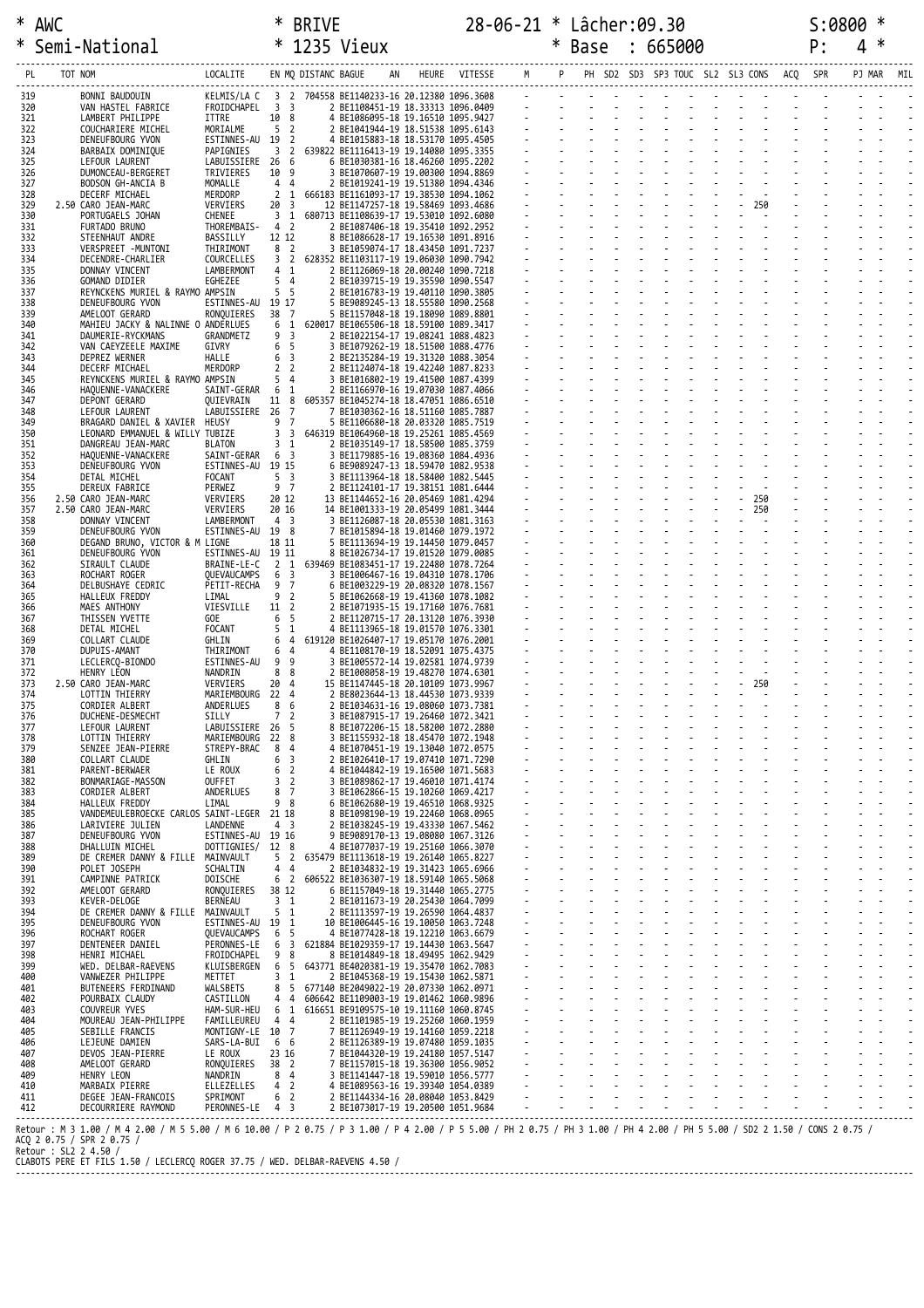\* AWC \* BRIVE 28-06-21 \* Lâcher:09.30 S:0800 \*
\* Semi-National \* 1235 Vieux \* Base : 665000 P: 4 \*

| PL | TOT NOM | LOCALITE | EN MQ | DISTANC BAGUE | AN | HEURE | VITESSE | M | P | PH | SD2 | SD3 | SP3 | TOUC | SL2 | SL3 | CONS | ACQ | SPR | PJ | MAR | MIL |
|---|---|---|---|---|---|---|---|---|---|---|---|---|---|---|---|---|---|---|---|---|---|---|
| 319 | BONNI BAUDOUIN | KELMIS/LA C | 3 2 | 704558 BE1140233-16 | | 20.12380 | 1096.3608 | - | - | - | - | - | - | - | - | - | - | - | - | - | - | - |
| 320 | VAN HASTEL FABRICE | FROIDCHAPEL | 3 3 | 2 BE1108451-19 | | 18.33313 | 1096.0409 | - | - | - | - | - | - | - | - | - | - | - | - | - | - | - |
| 321 | LAMBERT PHILIPPE | ITTRE | 10 8 | 4 BE1086095-18 | | 19.16510 | 1095.9427 | - | - | - | - | - | - | - | - | - | - | - | - | - | - | - |
| 322 | COUCHARIERE MICHEL | MORIALME | 5 2 | 2 BE1041944-19 | | 18.51538 | 1095.6143 | - | - | - | - | - | - | - | - | - | - | - | - | - | - | - |
| 323 | DENEUFBOURG YVON | ESTINNES-AU | 19 2 | 4 BE1015883-18 | | 18.53170 | 1095.4505 | - | - | - | - | - | - | - | - | - | - | - | - | - | - | - |
| 324 | BARBAIX DOMINIQUE | PAPIGNIES | 3 2 | 639822 BE1116413-19 | | 19.14080 | 1095.3355 | - | - | - | - | - | - | - | - | - | - | - | - | - | - | - |
| 325 | LEFOUR LAURENT | LABUISSIERE | 26 6 | 6 BE1030381-16 | | 18.46260 | 1095.2202 | - | - | - | - | - | - | - | - | - | - | - | - | - | - | - |
| 326 | DUMONCEAU-BERGERET | TRIVIERES | 10 9 | 3 BE1070607-19 | | 20.00300 | 1094.8869 | - | - | - | - | - | - | - | - | - | - | - | - | - | - | - |
| 327 | BODSON GH-ANCIA B | MOMALLE | 4 4 | 2 BE1019241-19 | | 19.51380 | 1094.4346 | - | - | - | - | - | - | - | - | - | - | - | - | - | - | - |
| 328 | DECERF MICHAEL | MERDORP | 2 1 | 666183 BE1161093-17 | | 19.38530 | 1094.1062 | - | - | - | - | - | - | - | - | - | - | - | - | - | - | - |
| 329 | 2.50 CARO JEAN-MARC | VERVIERS | 20 3 | 12 BE1147257-18 | | 19.58469 | 1093.4686 | - | - | - | - | - | - | - | - | - | 250 | - | - | - | - | - |
| 330 | PORTUGAELS JOHAN | CHENEE | 3 1 | 680713 BE1108639-17 | | 19.53010 | 1092.6080 | - | - | - | - | - | - | - | - | - | - | - | - | - | - | - |
| 331 | FURTADO BRUNO | THOREMBAIS- | 4 2 | 2 BE1087406-18 | | 19.35410 | 1092.2952 | - | - | - | - | - | - | - | - | - | - | - | - | - | - | - |
| 332 | STEENHAUT ANDRE | BASSILLY | 12 12 | 8 BE1086628-17 | | 19.16530 | 1091.8916 | - | - | - | - | - | - | - | - | - | - | - | - | - | - | - |
| 333 | VERSPREET -MUNTONI | THIRIMONT | 8 2 | 3 BE1059074-17 | | 18.43450 | 1091.7237 | - | - | - | - | - | - | - | - | - | - | - | - | - | - | - |
| 334 | DECENDRE-CHARLIER | COURCELLES | 3 2 | 628352 BE1103117-19 | | 19.06030 | 1090.7942 | - | - | - | - | - | - | - | - | - | - | - | - | - | - | - |
| 335 | DONNAY VINCENT | LAMBERMONT | 4 1 | 2 BE1126069-18 | | 20.00240 | 1090.7218 | - | - | - | - | - | - | - | - | - | - | - | - | - | - | - |
| 336 | GOMAND DIDIER | EGHEZEE | 5 4 | 2 BE1039715-19 | | 19.35590 | 1090.5547 | - | - | - | - | - | - | - | - | - | - | - | - | - | - | - |
| 337 | REYNCKENS MURIEL & RAYMO | AMPSIN | 5 5 | 2 BE1016783-19 | | 19.40110 | 1090.3805 | - | - | - | - | - | - | - | - | - | - | - | - | - | - | - |
| 338 | DENEUFBOURG YVON | ESTINNES-AU | 19 17 | 5 BE9089245-13 | | 18.55580 | 1090.2568 | - | - | - | - | - | - | - | - | - | - | - | - | - | - | - |
| 339 | AMELOOT GERARD | RONQUIERES | 38 7 | 5 BE1157048-18 | | 19.18090 | 1089.8801 | - | - | - | - | - | - | - | - | - | - | - | - | - | - | - |
| 340 | MAHIEU JACKY & NALINNE O | ANDERLUES | 6 1 | 620017 BE1065506-18 | | 18.59100 | 1089.3417 | - | - | - | - | - | - | - | - | - | - | - | - | - | - | - |
| 341 | DAUMERIE-RYCKMANS | GRANDMETZ | 9 3 | 2 BE1022154-17 | | 19.08241 | 1088.4823 | - | - | - | - | - | - | - | - | - | - | - | - | - | - | - |
| 342 | VAN CAEYZEELE MAXIME | GIVRY | 6 5 | 3 BE1079262-19 | | 18.51500 | 1088.4776 | - | - | - | - | - | - | - | - | - | - | - | - | - | - | - |
| 343 | DEPREZ WERNER | HALLE | 6 3 | 2 BE2135284-19 | | 19.31320 | 1088.3054 | - | - | - | - | - | - | - | - | - | - | - | - | - | - | - |
| 344 | DECERF MICHAEL | MERDORP | 2 2 | 2 BE1124074-18 | | 19.42240 | 1087.8233 | - | - | - | - | - | - | - | - | - | - | - | - | - | - | - |
| 345 | REYNCKENS MURIEL & RAYMO | AMPSIN | 5 4 | 3 BE1016802-19 | | 19.41500 | 1087.4399 | - | - | - | - | - | - | - | - | - | - | - | - | - | - | - |
| 346 | HAQUENNE-VANACKERE | SAINT-GERAR | 6 1 | 2 BE1166970-16 | | 19.07030 | 1087.4066 | - | - | - | - | - | - | - | - | - | - | - | - | - | - | - |
| 347 | DEPONT GERARD | QUIEVRAIN | 11 8 | 605357 BE1045274-18 | | 18.47051 | 1086.6510 | - | - | - | - | - | - | - | - | - | - | - | - | - | - | - |
| 348 | LEFOUR LAURENT | LABUISSIERE | 26 7 | 7 BE1030362-16 | | 18.51160 | 1085.7887 | - | - | - | - | - | - | - | - | - | - | - | - | - | - | - |
| 349 | BRAGARD DANIEL & XAVIER | HEUSY | 9 7 | 5 BE1106680-18 | | 20.03320 | 1085.7519 | - | - | - | - | - | - | - | - | - | - | - | - | - | - | - |
| 350 | LEONARD EMMANUEL & WILLY | TUBIZE | 3 3 | 646319 BE1064960-18 | | 19.25261 | 1085.4569 | - | - | - | - | - | - | - | - | - | - | - | - | - | - | - |
| 351 | DANGREAU JEAN-MARC | BLATON | 3 1 | 2 BE1035149-17 | | 18.58500 | 1085.3759 | - | - | - | - | - | - | - | - | - | - | - | - | - | - | - |
| 352 | HAQUENNE-VANACKERE | SAINT-GERAR | 6 3 | 3 BE1179885-16 | | 19.08360 | 1084.4936 | - | - | - | - | - | - | - | - | - | - | - | - | - | - | - |
| 353 | DENEUFBOURG YVON | ESTINNES-AU | 19 15 | 6 BE9089247-13 | | 18.59470 | 1082.9538 | - | - | - | - | - | - | - | - | - | - | - | - | - | - | - |
| 354 | DETAL MICHEL | FOCANT | 5 3 | 3 BE1113964-18 | | 18.58400 | 1082.5445 | - | - | - | - | - | - | - | - | - | - | - | - | - | - | - |
| 355 | DEREUX FABRICE | PERWEZ | 9 7 | 2 BE1124101-17 | | 19.38151 | 1081.6444 | - | - | - | - | - | - | - | - | - | - | - | - | - | - | - |
| 356 | 2.50 CARO JEAN-MARC | VERVIERS | 20 12 | 13 BE1144652-16 | | 20.05469 | 1081.4294 | - | - | - | - | - | - | - | - | - | 250 | - | - | - | - | - |
| 357 | 2.50 CARO JEAN-MARC | VERVIERS | 20 16 | 14 BE1001333-19 | | 20.05499 | 1081.3444 | - | - | - | - | - | - | - | - | - | 250 | - | - | - | - | - |
| 358 | DONNAY VINCENT | LAMBERMONT | 4 3 | 3 BE1126087-18 | | 20.05530 | 1081.3163 | - | - | - | - | - | - | - | - | - | - | - | - | - | - | - |
| 359 | DENEUFBOURG YVON | ESTINNES-AU | 19 8 | 7 BE1015894-18 | | 19.01460 | 1079.1972 | - | - | - | - | - | - | - | - | - | - | - | - | - | - | - |
| 360 | DEGAND BRUNO, VICTOR & M | LIGNE | 18 11 | 5 BE1113694-19 | | 19.14450 | 1079.0457 | - | - | - | - | - | - | - | - | - | - | - | - | - | - | - |
| 361 | DENEUFBOURG YVON | ESTINNES-AU | 19 11 | 8 BE1026734-17 | | 19.01520 | 1079.0085 | - | - | - | - | - | - | - | - | - | - | - | - | - | - | - |
| 362 | SIRAULT CLAUDE | BRAINE-LE-C | 2 1 | 639469 BE1083451-17 | | 19.22480 | 1078.7264 | - | - | - | - | - | - | - | - | - | - | - | - | - | - | - |
| 363 | ROCHART ROGER | QUEVAUCAMPS | 6 3 | 3 BE1006467-16 | | 19.04310 | 1078.1706 | - | - | - | - | - | - | - | - | - | - | - | - | - | - | - |
| 364 | DELBUSHAYE CEDRIC | PETIT-RECHA | 9 7 | 6 BE1003229-19 | | 20.08320 | 1078.1567 | - | - | - | - | - | - | - | - | - | - | - | - | - | - | - |
| 365 | HALLEUX FREDDY | LIMAL | 9 2 | 5 BE1062668-19 | | 19.41360 | 1078.1082 | - | - | - | - | - | - | - | - | - | - | - | - | - | - | - |
| 366 | MAES ANTHONY | VIESVILLE | 11 2 | 2 BE1071935-15 | | 19.17160 | 1076.7681 | - | - | - | - | - | - | - | - | - | - | - | - | - | - | - |
| 367 | THISSEN YVETTE | GOE | 6 5 | 2 BE1120715-17 | | 20.13120 | 1076.3930 | - | - | - | - | - | - | - | - | - | - | - | - | - | - | - |
| 368 | DETAL MICHEL | FOCANT | 5 1 | 4 BE1113965-18 | | 19.01570 | 1076.3301 | - | - | - | - | - | - | - | - | - | - | - | - | - | - | - |
| 369 | COLLART CLAUDE | GHLIN | 6 4 | 619120 BE1026407-17 | | 19.05170 | 1076.2001 | - | - | - | - | - | - | - | - | - | - | - | - | - | - | - |
| 370 | DUPUIS-AMANT | THIRIMONT | 6 4 | 4 BE1108170-19 | | 18.52091 | 1075.4375 | - | - | - | - | - | - | - | - | - | - | - | - | - | - | - |
| 371 | LECLERCQ-BIONDO | ESTINNES-AU | 9 9 | 3 BE1005572-14 | | 19.02581 | 1074.9739 | - | - | - | - | - | - | - | - | - | - | - | - | - | - | - |
| 372 | HENRY LEON | NANDRIN | 8 8 | 2 BE1008058-19 | | 19.48270 | 1074.6301 | - | - | - | - | - | - | - | - | - | - | - | - | - | - | - |
| 373 | 2.50 CARO JEAN-MARC | VERVIERS | 20 4 | 15 BE1147445-18 | | 20.10109 | 1073.9967 | - | - | - | - | - | - | - | - | - | 250 | - | - | - | - | - |
| 374 | LOTTIN THIERRY | MARIEMBOURG | 22 4 | 2 BE8023644-13 | | 18.44530 | 1073.9339 | - | - | - | - | - | - | - | - | - | - | - | - | - | - | - |
| 375 | CORDIER ALBERT | ANDERLUES | 8 6 | 2 BE1034631-16 | | 19.08060 | 1073.7381 | - | - | - | - | - | - | - | - | - | - | - | - | - | - | - |
| 376 | DUCHENE-DESMECHT | SILLY | 7 2 | 3 BE1087915-17 | | 19.26460 | 1072.3421 | - | - | - | - | - | - | - | - | - | - | - | - | - | - | - |
| 377 | LEFOUR LAURENT | LABUISSIERE | 26 5 | 8 BE1072206-15 | | 18.58200 | 1072.2880 | - | - | - | - | - | - | - | - | - | - | - | - | - | - | - |
| 378 | LOTTIN THIERRY | MARIEMBOURG | 22 8 | 3 BE1155932-18 | | 18.45470 | 1072.1948 | - | - | - | - | - | - | - | - | - | - | - | - | - | - | - |
| 379 | SENZEE JEAN-PIERRE | STREPY-BRAC | 8 4 | 4 BE1070451-19 | | 19.13040 | 1072.0575 | - | - | - | - | - | - | - | - | - | - | - | - | - | - | - |
| 380 | COLLART CLAUDE | GHLIN | 6 3 | 2 BE1026410-17 | | 19.07410 | 1071.7290 | - | - | - | - | - | - | - | - | - | - | - | - | - | - | - |
| 381 | PARENT-BERWAER | LE ROUX | 6 2 | 4 BE1044842-19 | | 19.16500 | 1071.5683 | - | - | - | - | - | - | - | - | - | - | - | - | - | - | - |
| 382 | BONMARIAGE-MASSON | OUFFET | 3 2 | 3 BE1089862-17 | | 19.46010 | 1071.4174 | - | - | - | - | - | - | - | - | - | - | - | - | - | - | - |
| 383 | CORDIER ALBERT | ANDERLUES | 8 7 | 3 BE1062866-15 | | 19.10260 | 1069.4217 | - | - | - | - | - | - | - | - | - | - | - | - | - | - | - |
| 384 | HALLEUX FREDDY | LIMAL | 9 8 | 6 BE1062680-19 | | 19.46510 | 1068.9325 | - | - | - | - | - | - | - | - | - | - | - | - | - | - | - |
| 385 | VANDEMEULEBROECKE CARLOS | SAINT-LEGER | 21 18 | 8 BE1098190-19 | | 19.22460 | 1068.0965 | - | - | - | - | - | - | - | - | - | - | - | - | - | - | - |
| 386 | LARIVIERE JULIEN | LANDENNE | 4 3 | 2 BE1038245-19 | | 19.43330 | 1067.5462 | - | - | - | - | - | - | - | - | - | - | - | - | - | - | - |
| 387 | DENEUFBOURG YVON | ESTINNES-AU | 19 16 | 9 BE9089170-13 | | 19.08080 | 1067.3126 | - | - | - | - | - | - | - | - | - | - | - | - | - | - | - |
| 388 | DHALLUIN MICHEL | DOTTIGNIES/ | 12 8 | 4 BE1077037-19 | | 19.25160 | 1066.3070 | - | - | - | - | - | - | - | - | - | - | - | - | - | - | - |
| 389 | DE CREMER DANNY & FILLE | MAINVAULT | 5 2 | 635479 BE1113618-19 | | 19.26140 | 1065.8227 | - | - | - | - | - | - | - | - | - | - | - | - | - | - | - |
| 390 | POLET JOSEPH | SCHALTIN | 4 4 | 2 BE1034832-19 | | 19.31423 | 1065.6966 | - | - | - | - | - | - | - | - | - | - | - | - | - | - | - |
| 391 | CAMPINNE PATRICK | DOISCHE | 6 2 | 606522 BE1036307-19 | | 18.59140 | 1065.5068 | - | - | - | - | - | - | - | - | - | - | - | - | - | - | - |
| 392 | AMELOOT GERARD | RONQUIERES | 38 12 | 6 BE1157049-18 | | 19.31440 | 1065.2775 | - | - | - | - | - | - | - | - | - | - | - | - | - | - | - |
| 393 | KEVER-DELOGE | BERNEAU | 3 1 | 2 BE1011673-19 | | 20.25430 | 1064.7099 | - | - | - | - | - | - | - | - | - | - | - | - | - | - | - |
| 394 | DE CREMER DANNY & FILLE | MAINVAULT | 5 1 | 2 BE1113597-19 | | 19.26590 | 1064.4837 | - | - | - | - | - | - | - | - | - | - | - | - | - | - | - |
| 395 | DENEUFBOURG YVON | ESTINNES-AU | 19 1 | 10 BE1006445-16 | | 19.10050 | 1063.7248 | - | - | - | - | - | - | - | - | - | - | - | - | - | - | - |
| 396 | ROCHART ROGER | QUEVAUCAMPS | 6 5 | 4 BE1077428-18 | | 19.12210 | 1063.6679 | - | - | - | - | - | - | - | - | - | - | - | - | - | - | - |
| 397 | DENTENEER DANIEL | PERONNES-LE | 6 3 | 621884 BE1029359-17 | | 19.14430 | 1062.5647 | - | - | - | - | - | - | - | - | - | - | - | - | - | - | - |
| 398 | HENRI MICHAEL | FROIDCHAPEL | 9 8 | 8 BE1014849-18 | | 18.49495 | 1062.9429 | - | - | - | - | - | - | - | - | - | - | - | - | - | - | - |
| 399 | WED. DELBAR-RAEVENS | KLUISBERGEN | 6 5 | 643771 BE4020381-19 | | 19.35470 | 1062.7083 | - | - | - | - | - | - | - | - | - | - | - | - | - | - | - |
| 400 | VANWEZER PHILIPPE | METTET | 3 1 | 2 BE1045368-19 | | 19.15430 | 1062.5871 | - | - | - | - | - | - | - | - | - | - | - | - | - | - | - |
| 401 | BUTENEERS FERDINAND | WALSBETS | 8 5 | 677140 BE2049022-19 | | 20.07330 | 1062.0971 | - | - | - | - | - | - | - | - | - | - | - | - | - | - | - |
| 402 | POURBAIX CLAUDY | CASTILLON | 4 4 | 606642 BE1109003-19 | | 19.01462 | 1060.9896 | - | - | - | - | - | - | - | - | - | - | - | - | - | - | - |
| 403 | COUVREUR YVES | HAM-SUR-HEU | 6 1 | 616651 BE9109575-10 | | 19.11160 | 1060.8745 | - | - | - | - | - | - | - | - | - | - | - | - | - | - | - |
| 404 | MOUREAU JEAN-PHILIPPE | FAMILLEUREU | 4 4 | 2 BE1101985-19 | | 19.25260 | 1060.1959 | - | - | - | - | - | - | - | - | - | - | - | - | - | - | - |
| 405 | SEBILLE FRANCIS | MONTIGNY-LE | 10 7 | 7 BE1126949-19 | | 19.14160 | 1059.2218 | - | - | - | - | - | - | - | - | - | - | - | - | - | - | - |
| 406 | LEJEUNE DAMIEN | SARS-LA-BUI | 6 6 | 2 BE1126389-19 | | 19.07480 | 1059.1035 | - | - | - | - | - | - | - | - | - | - | - | - | - | - | - |
| 407 | DEVOS JEAN-PIERRE | LE ROUX | 23 16 | 7 BE1044320-19 | | 19.24180 | 1057.5147 | - | - | - | - | - | - | - | - | - | - | - | - | - | - | - |
| 408 | AMELOOT GERARD | RONQUIERES | 38 2 | 7 BE1157015-18 | | 19.36300 | 1056.9052 | - | - | - | - | - | - | - | - | - | - | - | - | - | - | - |
| 409 | HENRY LEON | NANDRIN | 8 4 | 3 BE1141447-18 | | 19.59010 | 1056.5777 | - | - | - | - | - | - | - | - | - | - | - | - | - | - | - |
| 410 | MARBAIX PIERRE | ELLEZELLES | 4 2 | 4 BE1089563-16 | | 19.39340 | 1054.0389 | - | - | - | - | - | - | - | - | - | - | - | - | - | - | - |
| 411 | DEGEE JEAN-FRANCOIS | SPRIMONT | 6 2 | 2 BE1144334-16 | | 20.08040 | 1053.8429 | - | - | - | - | - | - | - | - | - | - | - | - | - | - | - |
| 412 | DECOURRIERE RAYMOND | PERONNES-LE | 4 3 | 2 BE1073017-19 | | 20.20500 | 1051.9684 | - | - | - | - | - | - | - | - | - | - | - | - | - | - | - |

Retour : M 3 1.00 / M 4 2.00 / M 5 5.00 / M 6 10.00 / P 2 0.75 / P 3 1.00 / P 4 2.00 / P 5 5.00 / PH 2 0.75 / PH 3 1.00 / PH 4 2.00 / PH 5 5.00 / SD2 2 1.50 / CONS 2 0.75 /
ACQ 2 0.75 / SPR 2 0.75 /
Retour : SL2 2 4.50 /
CLABOTS PERE ET FILS 1.50 / LECLERCQ ROGER 37.75 / WED. DELBAR-RAEVENS 4.50 /